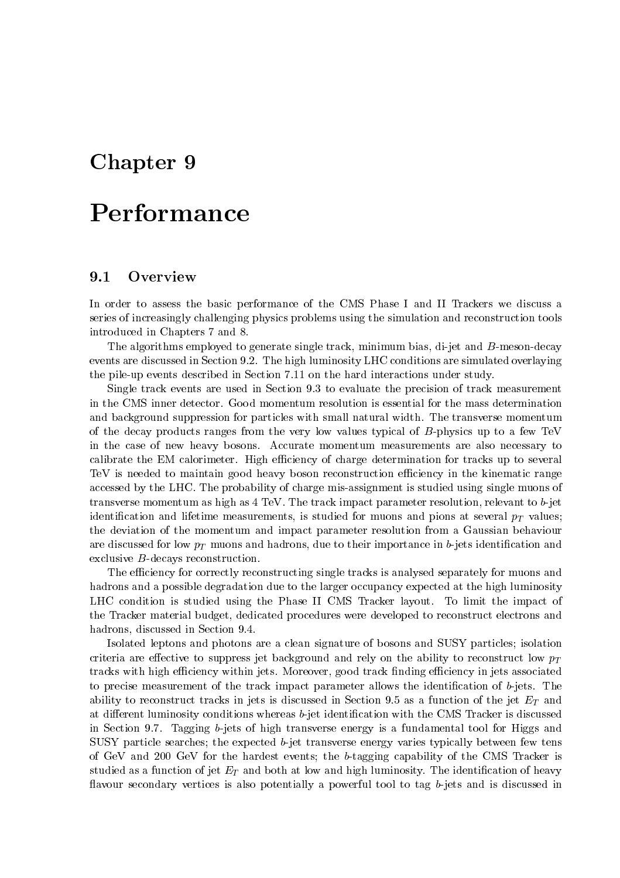# Chapter 9

# Performance

## 9.1 Overview

In order to assess the basic performance of the CMS Phase I and II Trackers we discuss a series of increasingly challenging physics problems using the simulation and reconstruction tools introduced in Chapters 7 and 8.

The algorithms employed to generate single track, minimum bias, di-jet and $B$-meson-decay events are discussed in Section 9.2. The high luminosity LHC conditions are simulated overlaying the pile-up events described in Section 7.11 on the hard interactions under study.

Single track events are used in Section 9.3 to evaluate the precision of track measurement in the CMS inner detector. Good momentum resolution is essential for the mass determination and background suppression for particles with small natural width. The transverse momentum of the decay products ranges from the very low values typical of $B$-physics up to a few TeV in the case of new heavy bosons. Accurate momentum measurements are also necessary to calibrate the EM calorimeter. High efficiency of charge determination for tracks up to several TeV is needed to maintain good heavy boson reconstruction efficiency in the kinematic range accessed by the LHC. The probability of charge mis-assignment is studied using single muons of transverse momentum as high as 4 TeV. The track impact parameter resolution, relevant to $b$-jet identification and lifetime measurements, is studied for muons and pions at several $p_T$ values; the deviation of the momentum and impact parameter resolution from a Gaussian behaviour are discussed for low $p_T$ muons and hadrons, due to their importance in $b$-jets identification and exclusive $B$-decays reconstruction.

The efficiency for correctly reconstructing single tracks is analysed separately for muons and hadrons and a possible degradation due to the larger occupancy expected at the high luminosity LHC condition is studied using the Phase II CMS Tracker layout. To limit the impact of the Tracker material budget, dedicated procedures were developed to reconstruct electrons and hadrons, discussed in Section 9.4.

Isolated leptons and photons are a clean signature of bosons and SUSY particles; isolation criteria are effective to suppress jet background and rely on the ability to reconstruct low $p_T$ tracks with high efficiency within jets. Moreover, good track finding efficiency in jets associated to precise measurement of the track impact parameter allows the identification of $b$-jets. The ability to reconstruct tracks in jets is discussed in Section 9.5 as a function of the jet $E_T$ and at different luminosity conditions whereas $b$-jet identification with the CMS Tracker is discussed in Section 9.7. Tagging $b$-jets of high transverse energy is a fundamental tool for Higgs and SUSY particle searches; the expected $b$-jet transverse energy varies typically between few tens of GeV and 200 GeV for the hardest events; the $b$-tagging capability of the CMS Tracker is studied as a function of jet $E_T$ and both at low and high luminosity. The identification of heavy flavour secondary vertices is also potentially a powerful tool to tag $b$-jets and is discussed in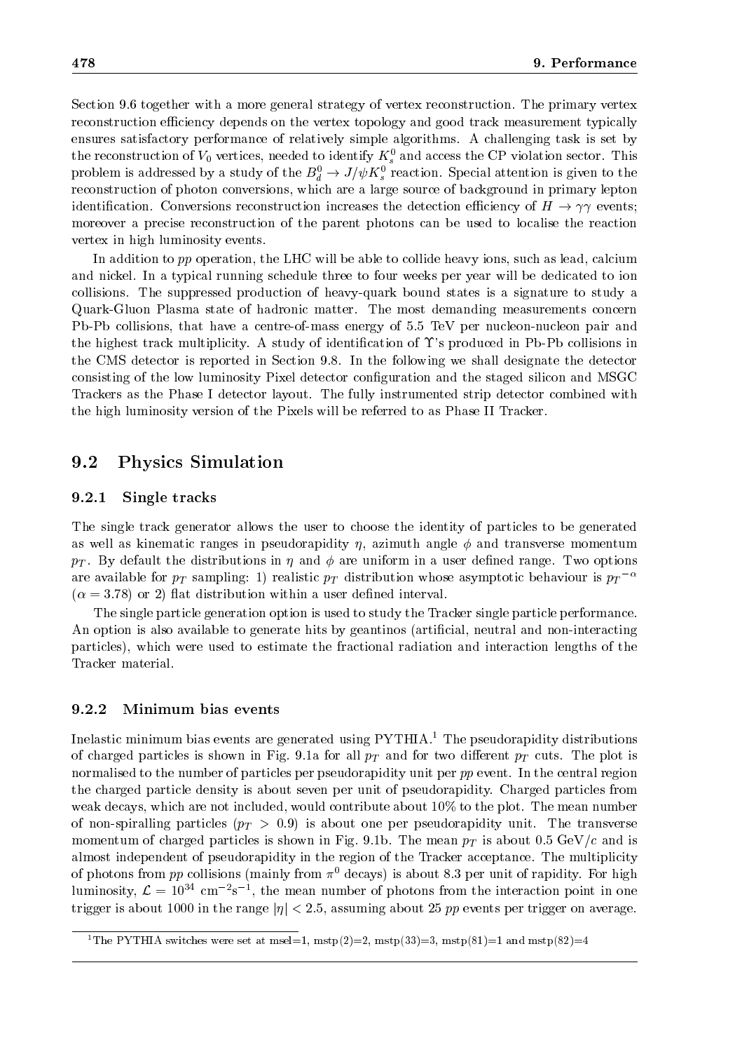Section 9.6 together with a more general strategy of vertex reconstruction. The primary vertex reconstruction efficiency depends on the vertex topology and good track measurement typically ensures satisfactory performance of relatively simple algorithms. A challenging task is set by the reconstruction of $V_0$ vertices, needed to identify $K_s^0$ and access the CP violation sector. This problem is addressed by a study of the $B_d^0 \rightarrow J/\psi K_s^0$ reaction. Special attention is given to the reconstruction of photon conversions, which are a large source of background in primary lepton identification. Conversions reconstruction increases the detection efficiency of $H \rightarrow \gamma\gamma$ events; moreover a precise reconstruction of the parent photons can be used to localise the reaction vertex in high luminosity events.

In addition to *pp* operation, the LHC will be able to collide heavy ions, such as lead, calcium and nickel. In a typical running schedule three to four weeks per year will be dedicated to ion collisions. The suppressed production of heavy-quark bound states is a signature to study a Quark-Gluon Plasma state of hadronic matter. The most demanding measurements concern Pb-Pb collisions, that have a centre-of-mass energy of 5.5 TeV per nucleon-nucleon pair and the highest track multiplicity. A study of identification of $\Upsilon$'s produced in Pb-Pb collisions in the CMS detector is reported in Section 9.8. In the following we shall designate the detector consisting of the low luminosity Pixel detector configuration and the staged silicon and MSGC Trackers as the Phase I detector layout. The fully instrumented strip detector combined with the high luminosity version of the Pixels will be referred to as Phase II Tracker.

## 9.2 Physics Simulation

### 9.2.1 Single tracks

The single track generator allows the user to choose the identity of particles to be generated as well as kinematic ranges in pseudorapidity $\eta$, azimuth angle $\phi$ and transverse momentum $p_T$. By default the distributions in $\eta$ and $\phi$ are uniform in a user defined range. Two options are available for $p_T$ sampling: 1) realistic $p_T$ distribution whose asymptotic behaviour is ${p_T}^{-\alpha}$ ($\alpha = 3.78$) or 2) flat distribution within a user defined interval.

The single particle generation option is used to study the Tracker single particle performance. An option is also available to generate hits by geantinos (artificial, neutral and non-interacting particles), which were used to estimate the fractional radiation and interaction lengths of the Tracker material.

### 9.2.2 Minimum bias events

Inelastic minimum bias events are generated using PYTHIA.[1] The pseudorapidity distributions of charged particles is shown in Fig. 9.1a for all $p_T$ and for two different $p_T$ cuts. The plot is normalised to the number of particles per pseudorapidity unit per *pp* event. In the central region the charged particle density is about seven per unit of pseudorapidity. Charged particles from weak decays, which are not included, would contribute about 10% to the plot. The mean number of non-spiralling particles ($p_T > 0.9$) is about one per pseudorapidity unit. The transverse momentum of charged particles is shown in Fig. 9.1b. The mean $p_T$ is about 0.5 GeV/$c$ and is almost independent of pseudorapidity in the region of the Tracker acceptance. The multiplicity of photons from *pp* collisions (mainly from $\pi^0$ decays) is about 8.3 per unit of rapidity. For high luminosity, $\mathcal{L} = 10^{34}$ cm$^{-2}$s$^{-1}$, the mean number of photons from the interaction point in one trigger is about 1000 in the range $|\eta| < 2.5$, assuming about 25 *pp* events per trigger on average.

[1] The PYTHIA switches were set at msel=1, mstp(2)=2, mstp(33)=3, mstp(81)=1 and mstp(82)=4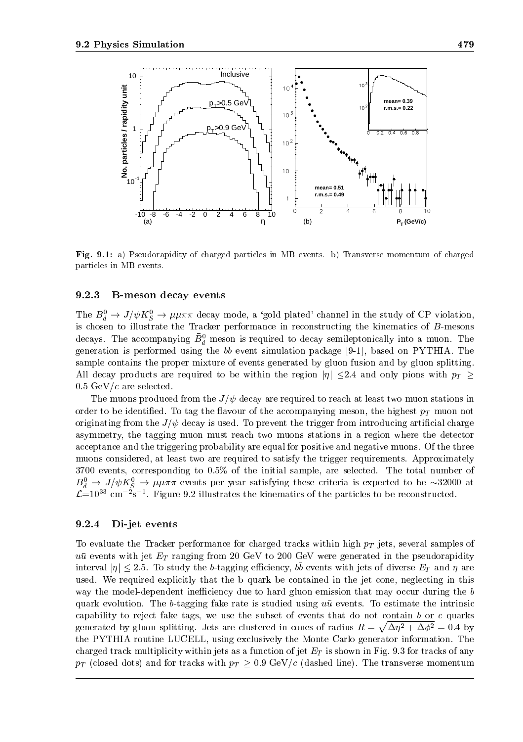Fig. 9.1: a) Pseudorapidity of charged particles in MB events. b) Transverse momentum of charged particles in MB events.

### 9.2.3 B-meson decay events

The $B_d^0 \to J/\psi K_S^0 \to \mu\mu\pi\pi$ decay mode, a 'gold plated' channel in the study of CP violation, is chosen to illustrate the Tracker performance in reconstructing the kinematics of $B$-mesons decays. The accompanying $\bar{B}_d^0$ meson is required to decay semileptonically into a muon. The generation is performed using the $b\bar{b}$ event simulation package [9-1], based on PYTHIA. The sample contains the proper mixture of events generated by gluon fusion and by gluon splitting. All decay products are required to be within the region $|\eta| \leq 2.4$ and only pions with $p_T \geq 0.5$ GeV/$c$ are selected.

The muons produced from the $J/\psi$ decay are required to reach at least two muon stations in order to be identified. To tag the flavour of the accompanying meson, the highest $p_T$ muon not originating from the $J/\psi$ decay is used. To prevent the trigger from introducing artificial charge asymmetry, the tagging muon must reach two muons stations in a region where the detector acceptance and the triggering probability are equal for positive and negative muons. Of the three muons considered, at least two are required to satisfy the trigger requirements. Approximately 3700 events, corresponding to 0.5% of the initial sample, are selected. The total number of $B_d^0 \to J/\psi K_S^0 \to \mu\mu\pi\pi$ events per year satisfying these criteria is expected to be $\sim$32000 at $\mathcal{L}$=$10^{33}$ cm$^{-2}$s$^{-1}$. Figure 9.2 illustrates the kinematics of the particles to be reconstructed.

### 9.2.4 Di-jet events

To evaluate the Tracker performance for charged tracks within high $p_T$ jets, several samples of $u\bar{u}$ events with jet $E_T$ ranging from 20 GeV to 200 GeV were generated in the pseudorapidity interval $|\eta| \leq 2.5$. To study the $b$-tagging efficiency, $b\bar{b}$ events with jets of diverse $E_T$ and $\eta$ are used. We required explicitly that the b quark be contained in the jet cone, neglecting in this way the model-dependent inefficiency due to hard gluon emission that may occur during the $b$ quark evolution. The $b$-tagging fake rate is studied using $u\bar{u}$ events. To estimate the intrinsic capability to reject fake tags, we use the subset of events that do not contain $b$ or $c$ quarks generated by gluon splitting. Jets are clustered in cones of radius $R = \sqrt{\Delta\eta^2 + \Delta\phi^2} = 0.4$ by the PYTHIA routine LUCELL, using exclusively the Monte Carlo generator information. The charged track multiplicity within jets as a function of jet $E_T$ is shown in Fig. 9.3 for tracks of any $p_T$ (closed dots) and for tracks with $p_T \geq 0.9$ GeV/$c$ (dashed line). The transverse momentum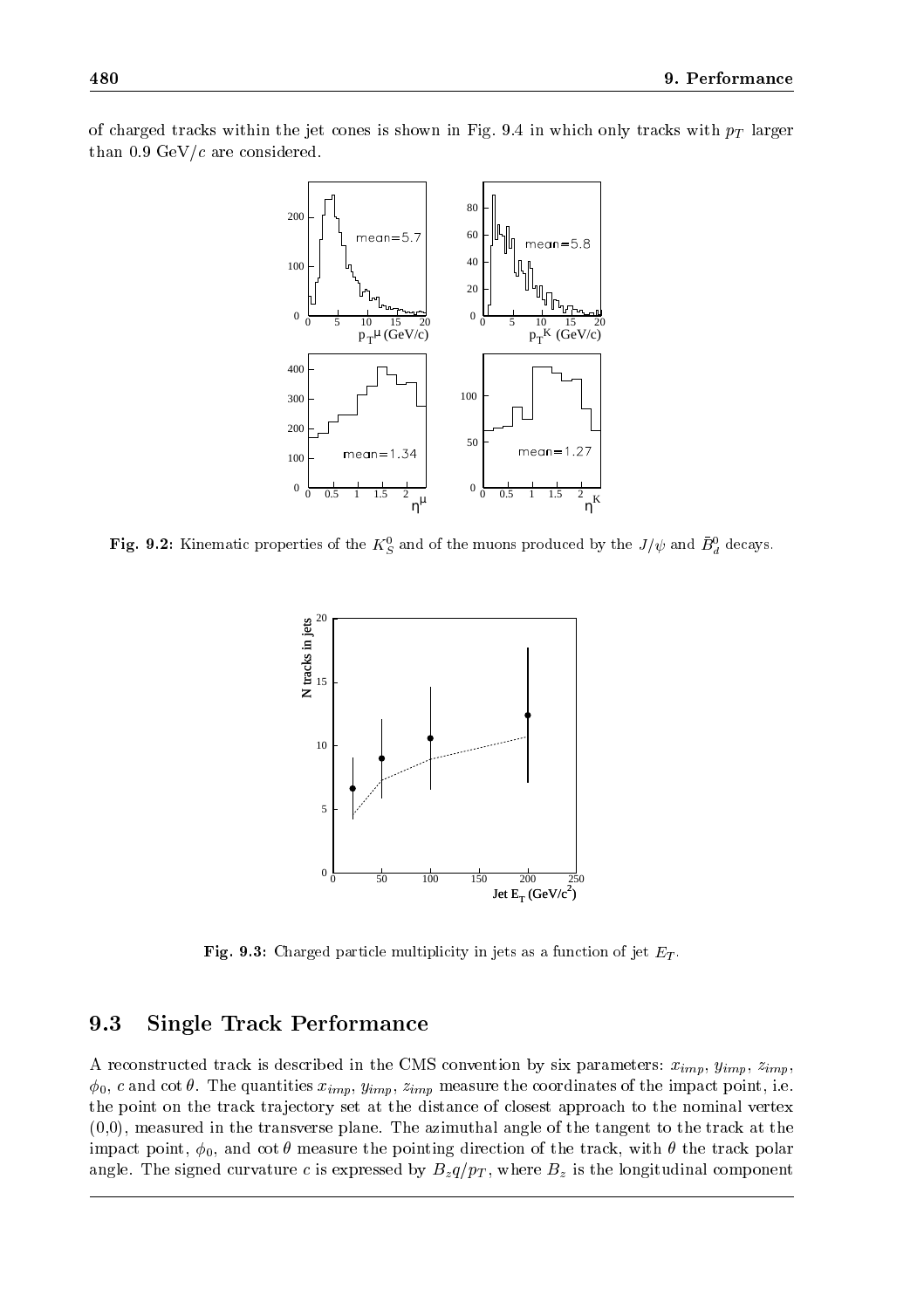of charged tracks within the jet cones is shown in Fig. 9.4 in which only tracks with $p_T$ larger than 0.9 GeV/$c$ are considered.

**Fig. 9.2:** Kinematic properties of the $K_S^0$ and of the muons produced by the $J/\psi$ and $\bar{B}_d^0$ decays.

**Fig. 9.3:** Charged particle multiplicity in jets as a function of jet $E_T$.

## 9.3 Single Track Performance

A reconstructed track is described in the CMS convention by six parameters: $x_{imp}$, $y_{imp}$, $z_{imp}$, $\phi_0$, $c$ and $\cot\theta$. The quantities $x_{imp}$, $y_{imp}$, $z_{imp}$ measure the coordinates of the impact point, i.e. the point on the track trajectory set at the distance of closest approach to the nominal vertex (0,0), measured in the transverse plane. The azimuthal angle of the tangent to the track at the impact point, $\phi_0$, and $\cot\theta$ measure the pointing direction of the track, with $\theta$ the track polar angle. The signed curvature $c$ is expressed by $B_z q/p_T$, where $B_z$ is the longitudinal component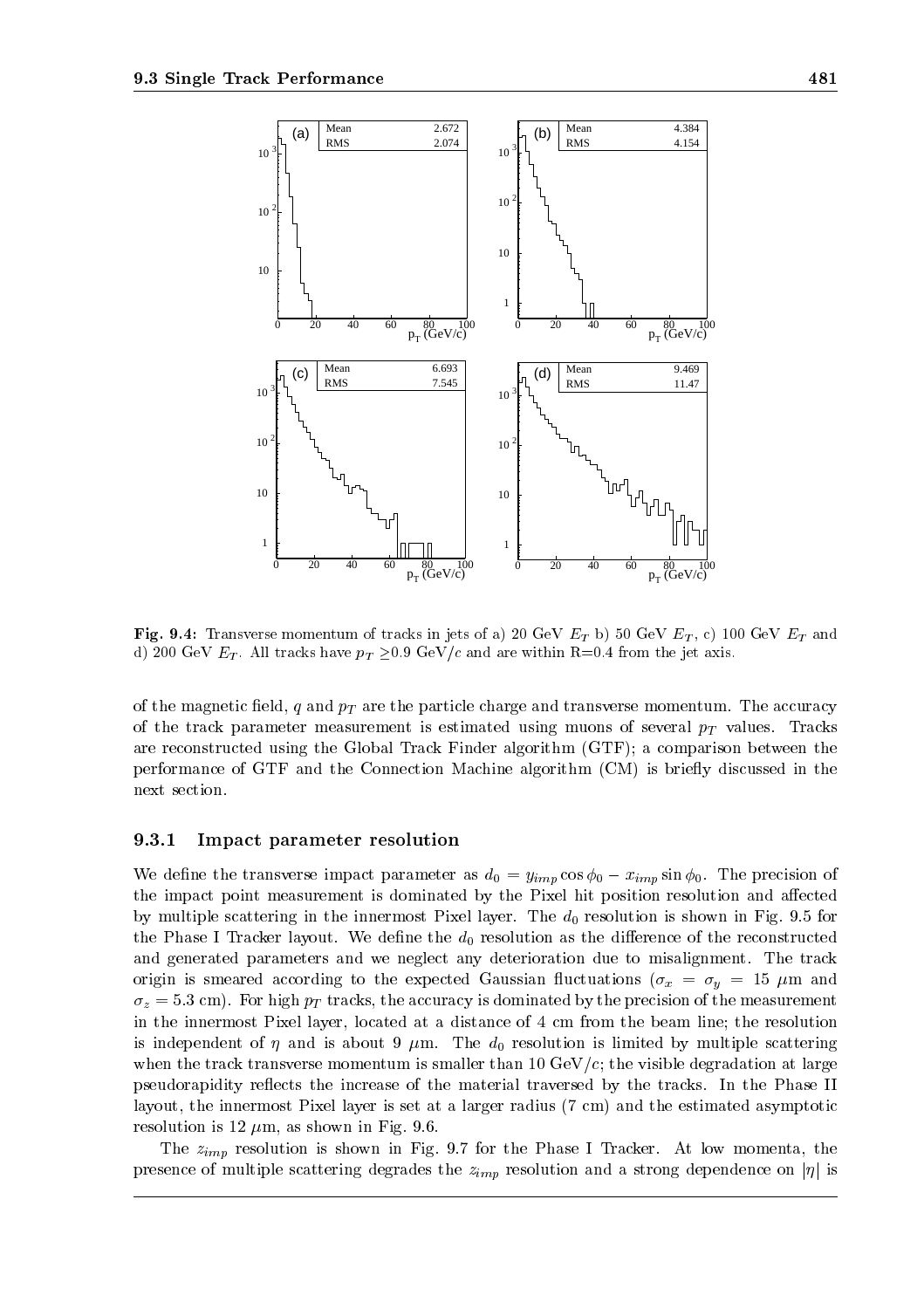**Fig. 9.4:** Transverse momentum of tracks in jets of a) 20 GeV $E_T$ b) 50 GeV $E_T$, c) 100 GeV $E_T$ and d) 200 GeV $E_T$. All tracks have $p_T \geq 0.9$ GeV/$c$ and are within R=0.4 from the jet axis.

of the magnetic field, $q$ and $p_T$ are the particle charge and transverse momentum. The accuracy of the track parameter measurement is estimated using muons of several $p_T$ values. Tracks are reconstructed using the Global Track Finder algorithm (GTF); a comparison between the performance of GTF and the Connection Machine algorithm (CM) is briefly discussed in the next section.

### 9.3.1 Impact parameter resolution

We define the transverse impact parameter as $d_0 = y_{imp} \cos\phi_0 - x_{imp} \sin\phi_0$. The precision of the impact point measurement is dominated by the Pixel hit position resolution and affected by multiple scattering in the innermost Pixel layer. The $d_0$ resolution is shown in Fig. 9.5 for the Phase I Tracker layout. We define the $d_0$ resolution as the difference of the reconstructed and generated parameters and we neglect any deterioration due to misalignment. The track origin is smeared according to the expected Gaussian fluctuations ($\sigma_x = \sigma_y = 15$ $\mu$m and $\sigma_z = 5.3$ cm). For high $p_T$ tracks, the accuracy is dominated by the precision of the measurement in the innermost Pixel layer, located at a distance of 4 cm from the beam line; the resolution is independent of $\eta$ and is about 9 $\mu$m. The $d_0$ resolution is limited by multiple scattering when the track transverse momentum is smaller than 10 GeV/$c$; the visible degradation at large pseudorapidity reflects the increase of the material traversed by the tracks. In the Phase II layout, the innermost Pixel layer is set at a larger radius (7 cm) and the estimated asymptotic resolution is 12 $\mu$m, as shown in Fig. 9.6.

The $z_{imp}$ resolution is shown in Fig. 9.7 for the Phase I Tracker. At low momenta, the presence of multiple scattering degrades the $z_{imp}$ resolution and a strong dependence on $|\eta|$ is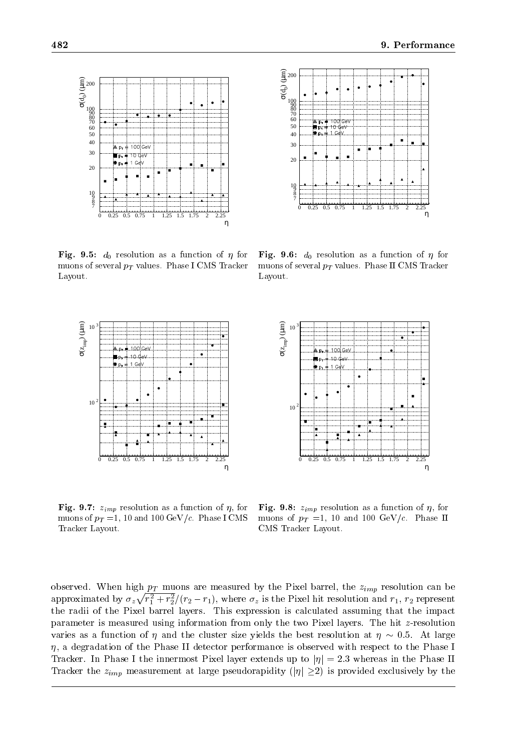**Fig. 9.5:** $d_0$ resolution as a function of $\eta$ for muons of several $p_T$ values. Phase I CMS Tracker Layout.

**Fig. 9.6:** $d_0$ resolution as a function of $\eta$ for muons of several $p_T$ values. Phase II CMS Tracker Layout.

**Fig. 9.7:** $z_{imp}$ resolution as a function of $\eta$, for muons of $p_T$ =1, 10 and 100 GeV/$c$. Phase I CMS Tracker Layout.

**Fig. 9.8:** $z_{imp}$ resolution as a function of $\eta$, for muons of $p_T$ =1, 10 and 100 GeV/$c$. Phase II CMS Tracker Layout.

observed. When high $p_T$ muons are measured by the Pixel barrel, the $z_{imp}$ resolution can be approximated by $\sigma_z\sqrt{r_1^2+r_2^2}/(r_2-r_1)$, where $\sigma_z$ is the Pixel hit resolution and $r_1$, $r_2$ represent the radii of the Pixel barrel layers. This expression is calculated assuming that the impact parameter is measured using information from only the two Pixel layers. The hit $z$-resolution varies as a function of $\eta$ and the cluster size yields the best resolution at $\eta \sim 0.5$. At large $\eta$, a degradation of the Phase II detector performance is observed with respect to the Phase I Tracker. In Phase I the innermost Pixel layer extends up to $|\eta| = 2.3$ whereas in the Phase II Tracker the $z_{imp}$ measurement at large pseudorapidity ($|\eta| \geq 2$) is provided exclusively by the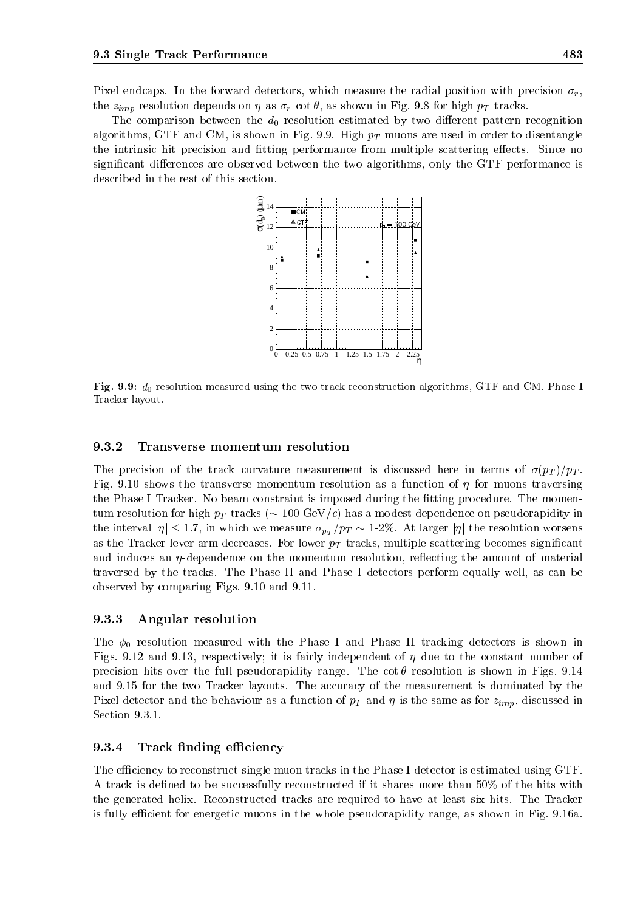Pixel endcaps. In the forward detectors, which measure the radial position with precision $\sigma_r$, the $z_{imp}$ resolution depends on $\eta$ as $\sigma_r \cot\theta$, as shown in Fig. 9.8 for high $p_T$ tracks.

The comparison between the $d_0$ resolution estimated by two different pattern recognition algorithms, GTF and CM, is shown in Fig. 9.9. High $p_T$ muons are used in order to disentangle the intrinsic hit precision and fitting performance from multiple scattering effects. Since no significant differences are observed between the two algorithms, only the GTF performance is described in the rest of this section.

**Fig. 9.9:** $d_0$ resolution measured using the two track reconstruction algorithms, GTF and CM. Phase I Tracker layout.

### 9.3.2 Transverse momentum resolution

The precision of the track curvature measurement is discussed here in terms of $\sigma(p_T)/p_T$. Fig. 9.10 shows the transverse momentum resolution as a function of $\eta$ for muons traversing the Phase I Tracker. No beam constraint is imposed during the fitting procedure. The momentum resolution for high $p_T$ tracks ($\sim$ 100 GeV/$c$) has a modest dependence on pseudorapidity in the interval $|\eta| \leq 1.7$, in which we measure $\sigma_{p_T}/p_T \sim$ 1-2%. At larger $|\eta|$ the resolution worsens as the Tracker lever arm decreases. For lower $p_T$ tracks, multiple scattering becomes significant and induces an $\eta$-dependence on the momentum resolution, reflecting the amount of material traversed by the tracks. The Phase II and Phase I detectors perform equally well, as can be observed by comparing Figs. 9.10 and 9.11.

### 9.3.3 Angular resolution

The $\phi_0$ resolution measured with the Phase I and Phase II tracking detectors is shown in Figs. 9.12 and 9.13, respectively; it is fairly independent of $\eta$ due to the constant number of precision hits over the full pseudorapidity range. The $\cot\theta$ resolution is shown in Figs. 9.14 and 9.15 for the two Tracker layouts. The accuracy of the measurement is dominated by the Pixel detector and the behaviour as a function of $p_T$ and $\eta$ is the same as for $z_{imp}$, discussed in Section 9.3.1.

### 9.3.4 Track finding efficiency

The efficiency to reconstruct single muon tracks in the Phase I detector is estimated using GTF. A track is defined to be successfully reconstructed if it shares more than 50% of the hits with the generated helix. Reconstructed tracks are required to have at least six hits. The Tracker is fully efficient for energetic muons in the whole pseudorapidity range, as shown in Fig. 9.16a.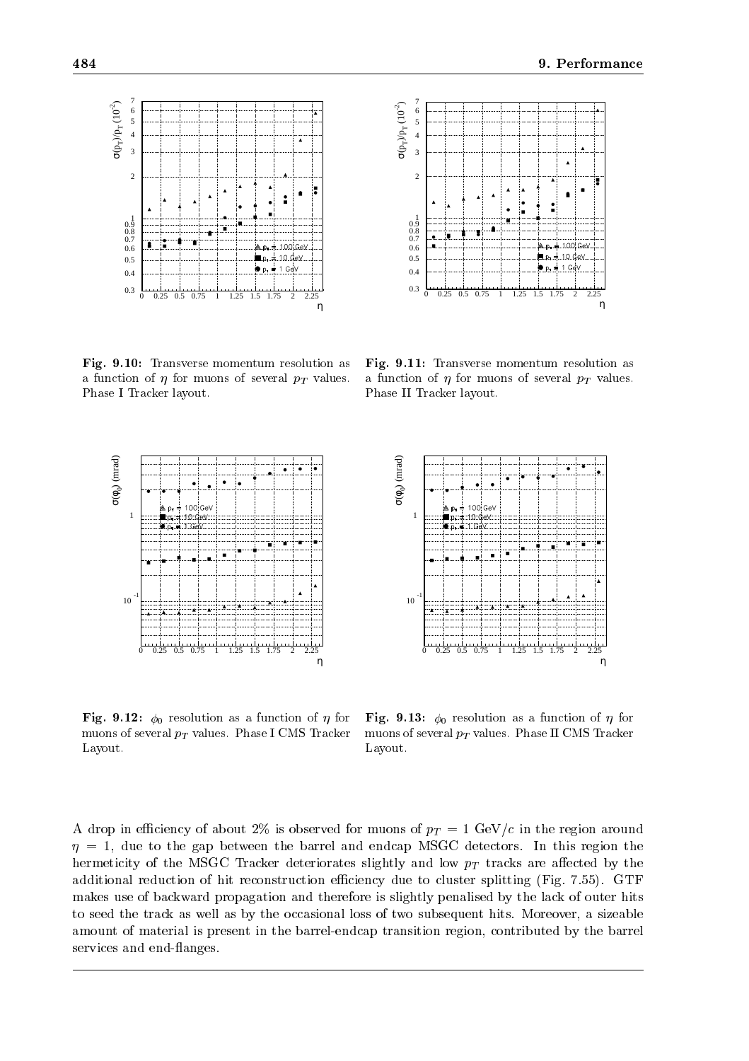**Fig. 9.10:** Transverse momentum resolution as a function of $\eta$ for muons of several $p_T$ values. Phase I Tracker layout.

**Fig. 9.11:** Transverse momentum resolution as a function of $\eta$ for muons of several $p_T$ values. Phase II Tracker layout.

**Fig. 9.12:** $\phi_0$ resolution as a function of $\eta$ for muons of several $p_T$ values. Phase I CMS Tracker Layout.

**Fig. 9.13:** $\phi_0$ resolution as a function of $\eta$ for muons of several $p_T$ values. Phase II CMS Tracker Layout.

A drop in efficiency of about 2% is observed for muons of $p_T = 1$ GeV/$c$ in the region around $\eta = 1$, due to the gap between the barrel and endcap MSGC detectors. In this region the hermeticity of the MSGC Tracker deteriorates slightly and low $p_T$ tracks are affected by the additional reduction of hit reconstruction efficiency due to cluster splitting (Fig. 7.55). GTF makes use of backward propagation and therefore is slightly penalised by the lack of outer hits to seed the track as well as by the occasional loss of two subsequent hits. Moreover, a sizeable amount of material is present in the barrel-endcap transition region, contributed by the barrel services and end-flanges.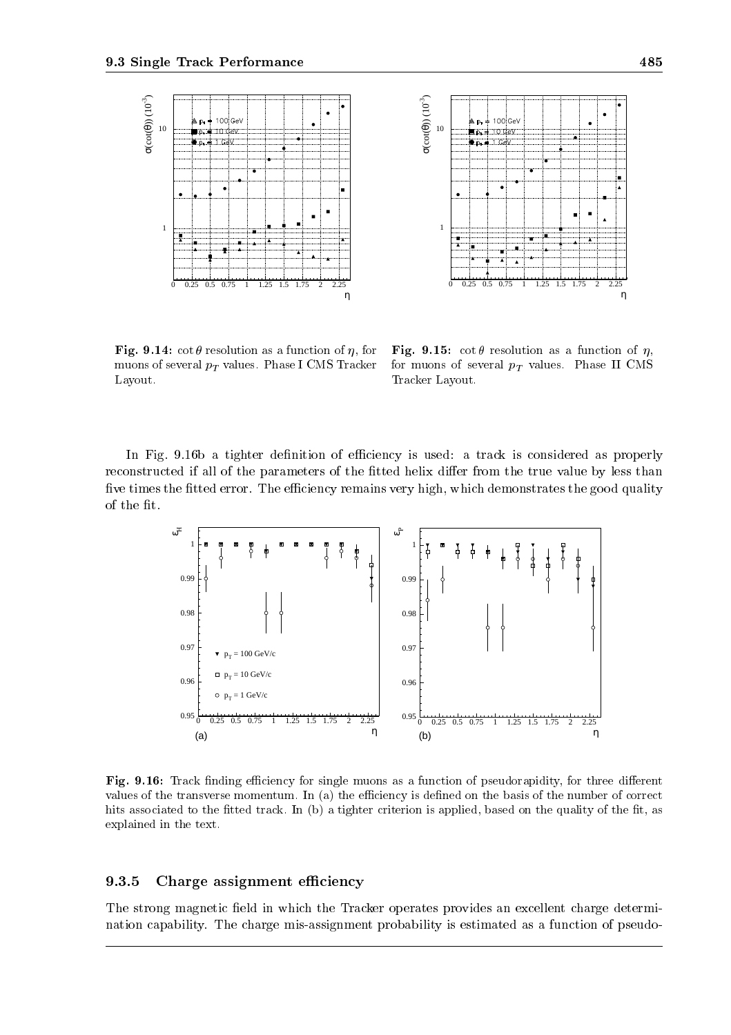**Fig. 9.14:** $\cot\theta$ resolution as a function of $\eta$, for muons of several $p_T$ values. Phase I CMS Tracker Layout.

**Fig. 9.15:** $\cot\theta$ resolution as a function of $\eta$, for muons of several $p_T$ values. Phase II CMS Tracker Layout.

In Fig. 9.16b a tighter definition of efficiency is used: a track is considered as properly reconstructed if all of the parameters of the fitted helix differ from the true value by less than five times the fitted error. The efficiency remains very high, which demonstrates the good quality of the fit.

**Fig. 9.16:** Track finding efficiency for single muons as a function of pseudorapidity, for three different values of the transverse momentum. In (a) the efficiency is defined on the basis of the number of correct hits associated to the fitted track. In (b) a tighter criterion is applied, based on the quality of the fit, as explained in the text.

### 9.3.5 Charge assignment efficiency

The strong magnetic field in which the Tracker operates provides an excellent charge determination capability. The charge mis-assignment probability is estimated as a function of pseudo-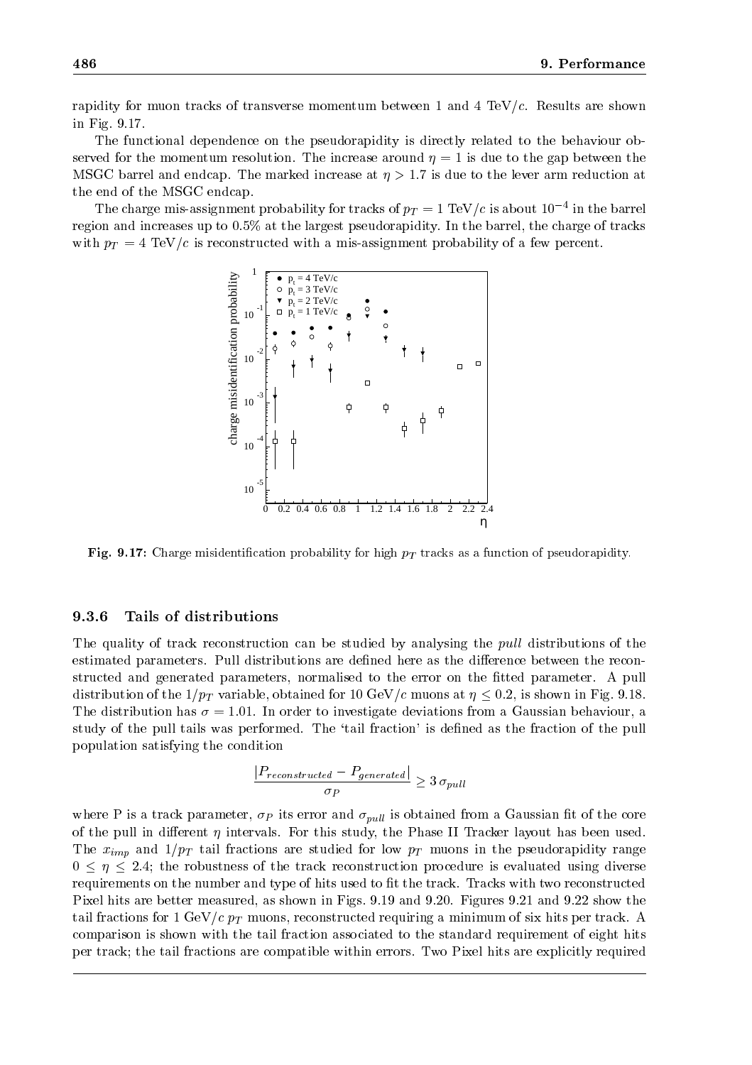rapidity for muon tracks of transverse momentum between 1 and 4 TeV/$c$. Results are shown in Fig. 9.17.

The functional dependence on the pseudorapidity is directly related to the behaviour observed for the momentum resolution. The increase around $\eta = 1$ is due to the gap between the MSGC barrel and endcap. The marked increase at $\eta > 1.7$ is due to the lever arm reduction at the end of the MSGC endcap.

The charge mis-assignment probability for tracks of $p_T = 1$ TeV/$c$ is about $10^{-4}$ in the barrel region and increases up to 0.5% at the largest pseudorapidity. In the barrel, the charge of tracks with $p_T = 4$ TeV/$c$ is reconstructed with a mis-assignment probability of a few percent.

**Fig. 9.17:** Charge misidentification probability for high $p_T$ tracks as a function of pseudorapidity.

### 9.3.6 Tails of distributions

The quality of track reconstruction can be studied by analysing the *pull* distributions of the estimated parameters. Pull distributions are defined here as the difference between the reconstructed and generated parameters, normalised to the error on the fitted parameter. A pull distribution of the $1/p_T$ variable, obtained for 10 GeV/$c$ muons at $\eta \leq 0.2$, is shown in Fig. 9.18. The distribution has $\sigma = 1.01$. In order to investigate deviations from a Gaussian behaviour, a study of the pull tails was performed. The 'tail fraction' is defined as the fraction of the pull population satisfying the condition

$$\frac{|P_{reconstructed} - P_{generated}|}{\sigma_P} \geq 3\,\sigma_{pull}$$

where P is a track parameter, $\sigma_P$ its error and $\sigma_{pull}$ is obtained from a Gaussian fit of the core of the pull in different $\eta$ intervals. For this study, the Phase II Tracker layout has been used. The $x_{imp}$ and $1/p_T$ tail fractions are studied for low $p_T$ muons in the pseudorapidity range $0 \leq \eta \leq 2.4$; the robustness of the track reconstruction procedure is evaluated using diverse requirements on the number and type of hits used to fit the track. Tracks with two reconstructed Pixel hits are better measured, as shown in Figs. 9.19 and 9.20. Figures 9.21 and 9.22 show the tail fractions for 1 GeV/$c$ $p_T$ muons, reconstructed requiring a minimum of six hits per track. A comparison is shown with the tail fraction associated to the standard requirement of eight hits per track; the tail fractions are compatible within errors. Two Pixel hits are explicitly required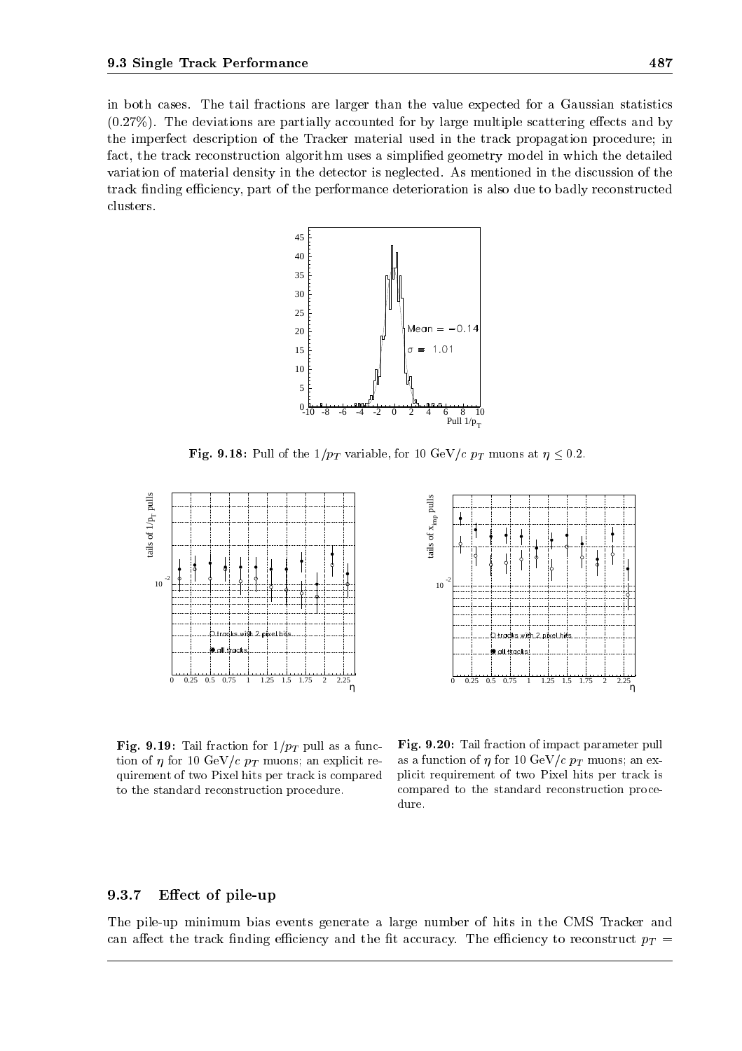in both cases. The tail fractions are larger than the value expected for a Gaussian statistics (0.27%). The deviations are partially accounted for by large multiple scattering effects and by the imperfect description of the Tracker material used in the track propagation procedure; in fact, the track reconstruction algorithm uses a simplified geometry model in which the detailed variation of material density in the detector is neglected. As mentioned in the discussion of the track finding efficiency, part of the performance deterioration is also due to badly reconstructed clusters.

**Fig. 9.18:** Pull of the $1/p_T$ variable, for 10 GeV/$c$ $p_T$ muons at $\eta \leq 0.2$.

**Fig. 9.19:** Tail fraction for $1/p_T$ pull as a function of $\eta$ for 10 GeV/$c$ $p_T$ muons; an explicit requirement of two Pixel hits per track is compared to the standard reconstruction procedure.

**Fig. 9.20:** Tail fraction of impact parameter pull as a function of $\eta$ for 10 GeV/$c$ $p_T$ muons; an explicit requirement of two Pixel hits per track is compared to the standard reconstruction procedure.

### 9.3.7 Effect of pile-up

The pile-up minimum bias events generate a large number of hits in the CMS Tracker and can affect the track finding efficiency and the fit accuracy. The efficiency to reconstruct $p_T$ =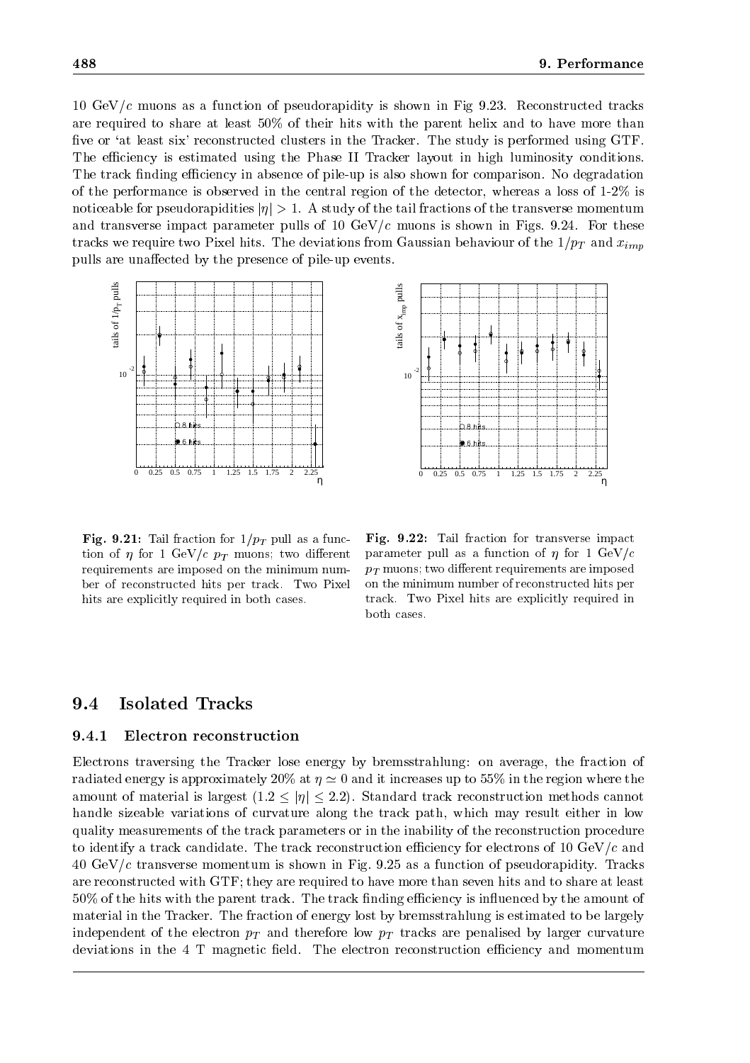10 GeV/$c$ muons as a function of pseudorapidity is shown in Fig 9.23. Reconstructed tracks are required to share at least 50% of their hits with the parent helix and to have more than five or 'at least six' reconstructed clusters in the Tracker. The study is performed using GTF. The efficiency is estimated using the Phase II Tracker layout in high luminosity conditions. The track finding efficiency in absence of pile-up is also shown for comparison. No degradation of the performance is observed in the central region of the detector, whereas a loss of 1-2% is noticeable for pseudorapidities $|\eta| > 1$. A study of the tail fractions of the transverse momentum and transverse impact parameter pulls of 10 GeV/$c$ muons is shown in Figs. 9.24. For these tracks we require two Pixel hits. The deviations from Gaussian behaviour of the $1/p_T$ and $x_{imp}$ pulls are unaffected by the presence of pile-up events.

**Fig. 9.21:** Tail fraction for $1/p_T$ pull as a function of $\eta$ for 1 GeV/$c$ $p_T$ muons; two different requirements are imposed on the minimum number of reconstructed hits per track. Two Pixel hits are explicitly required in both cases.

**Fig. 9.22:** Tail fraction for transverse impact parameter pull as a function of $\eta$ for 1 GeV/$c$ $p_T$ muons; two different requirements are imposed on the minimum number of reconstructed hits per track. Two Pixel hits are explicitly required in both cases.

## 9.4 Isolated Tracks

### 9.4.1 Electron reconstruction

Electrons traversing the Tracker lose energy by bremsstrahlung: on average, the fraction of radiated energy is approximately 20% at $\eta \simeq 0$ and it increases up to 55% in the region where the amount of material is largest ($1.2 \leq |\eta| \leq 2.2$). Standard track reconstruction methods cannot handle sizeable variations of curvature along the track path, which may result either in low quality measurements of the track parameters or in the inability of the reconstruction procedure to identify a track candidate. The track reconstruction efficiency for electrons of 10 GeV/$c$ and 40 GeV/$c$ transverse momentum is shown in Fig. 9.25 as a function of pseudorapidity. Tracks are reconstructed with GTF; they are required to have more than seven hits and to share at least 50% of the hits with the parent track. The track finding efficiency is influenced by the amount of material in the Tracker. The fraction of energy lost by bremsstrahlung is estimated to be largely independent of the electron $p_T$ and therefore low $p_T$ tracks are penalised by larger curvature deviations in the 4 T magnetic field. The electron reconstruction efficiency and momentum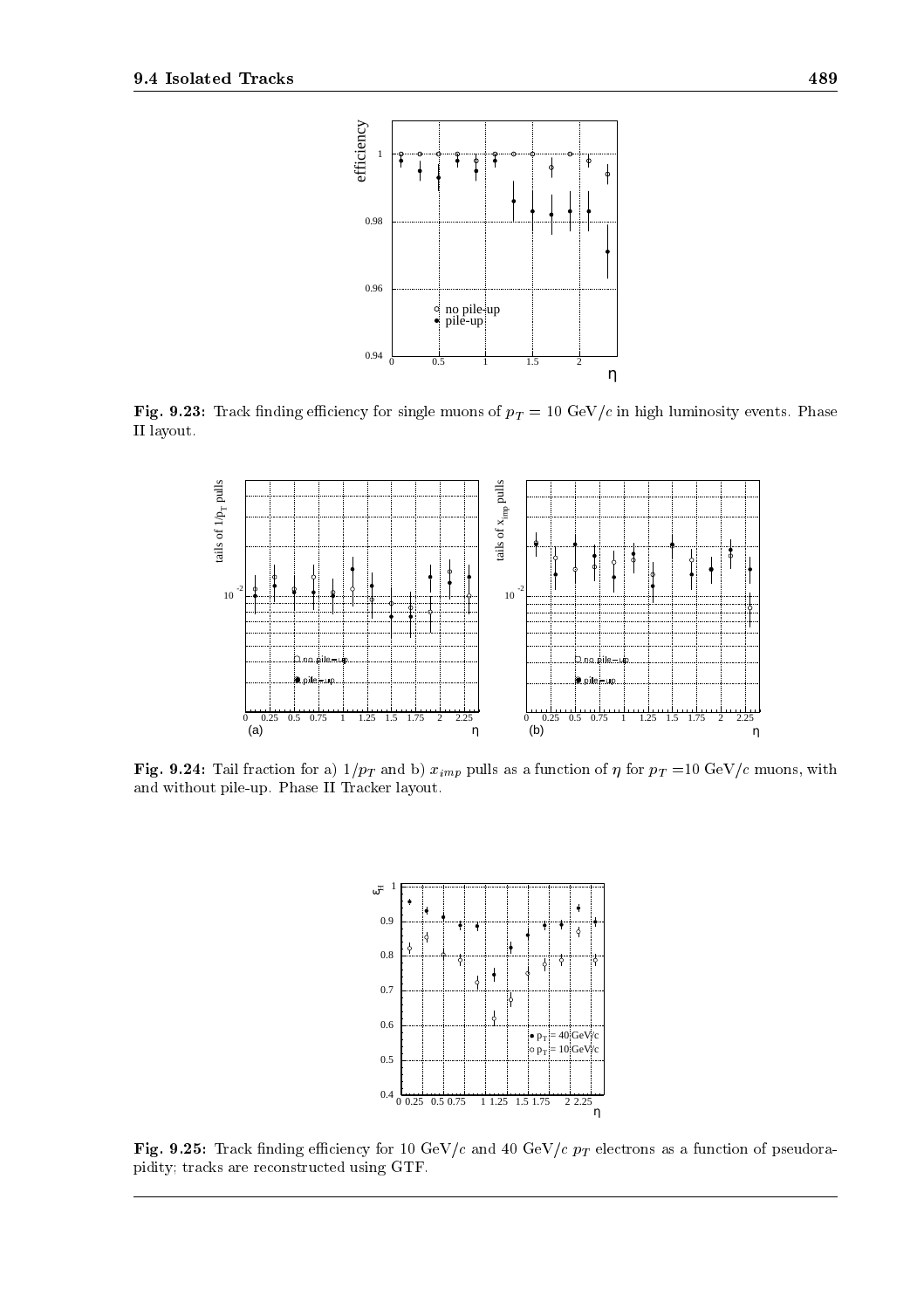**Fig. 9.23:** Track finding efficiency for single muons of $p_T = 10$ GeV/$c$ in high luminosity events. Phase II layout.

**Fig. 9.24:** Tail fraction for a) $1/p_T$ and b) $x_{imp}$ pulls as a function of $\eta$ for $p_T = 10$ GeV/$c$ muons, with and without pile-up. Phase II Tracker layout.

**Fig. 9.25:** Track finding efficiency for 10 GeV/$c$ and 40 GeV/$c$ $p_T$ electrons as a function of pseudorapidity; tracks are reconstructed using GTF.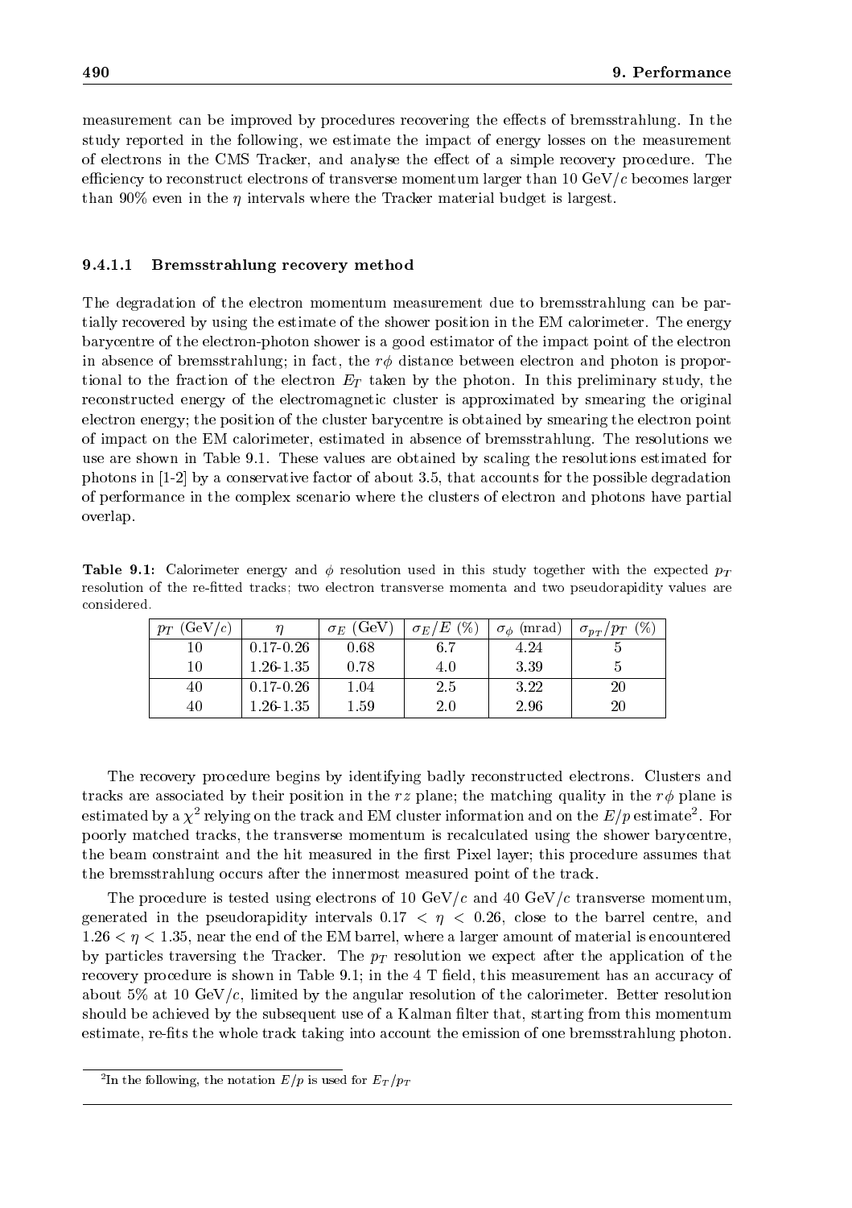measurement can be improved by procedures recovering the effects of bremsstrahlung. In the study reported in the following, we estimate the impact of energy losses on the measurement of electrons in the CMS Tracker, and analyse the effect of a simple recovery procedure. The efficiency to reconstruct electrons of transverse momentum larger than 10 GeV/$c$ becomes larger than 90% even in the $\eta$ intervals where the Tracker material budget is largest.

#### 9.4.1.1 Bremsstrahlung recovery method

The degradation of the electron momentum measurement due to bremsstrahlung can be partially recovered by using the estimate of the shower position in the EM calorimeter. The energy barycentre of the electron-photon shower is a good estimator of the impact point of the electron in absence of bremsstrahlung; in fact, the $r\phi$ distance between electron and photon is proportional to the fraction of the electron $E_T$ taken by the photon. In this preliminary study, the reconstructed energy of the electromagnetic cluster is approximated by smearing the original electron energy; the position of the cluster barycentre is obtained by smearing the electron point of impact on the EM calorimeter, estimated in absence of bremsstrahlung. The resolutions we use are shown in Table 9.1. These values are obtained by scaling the resolutions estimated for photons in [1-2] by a conservative factor of about 3.5, that accounts for the possible degradation of performance in the complex scenario where the clusters of electron and photons have partial overlap.

**Table 9.1:** Calorimeter energy and $\phi$ resolution used in this study together with the expected $p_T$ resolution of the re-fitted tracks; two electron transverse momenta and two pseudorapidity values are considered.

| $p_T$ (GeV/$c$) | $\eta$ | $\sigma_E$ (GeV) | $\sigma_E/E$ (%) | $\sigma_\phi$ (mrad) | $\sigma_{p_T}/p_T$ (%) |
|---|---|---|---|---|---|
| 10 | 0.17-0.26 | 0.68 | 6.7 | 4.24 | 5 |
| 10 | 1.26-1.35 | 0.78 | 4.0 | 3.39 | 5 |
| 40 | 0.17-0.26 | 1.04 | 2.5 | 3.22 | 20 |
| 40 | 1.26-1.35 | 1.59 | 2.0 | 2.96 | 20 |

The recovery procedure begins by identifying badly reconstructed electrons. Clusters and tracks are associated by their position in the $rz$ plane; the matching quality in the $r\phi$ plane is estimated by a $\chi^2$ relying on the track and EM cluster information and on the $E/p$ estimate[2]. For poorly matched tracks, the transverse momentum is recalculated using the shower barycentre, the beam constraint and the hit measured in the first Pixel layer; this procedure assumes that the bremsstrahlung occurs after the innermost measured point of the track.

The procedure is tested using electrons of 10 GeV/$c$ and 40 GeV/$c$ transverse momentum, generated in the pseudorapidity intervals $0.17 < \eta < 0.26$, close to the barrel centre, and $1.26 < \eta < 1.35$, near the end of the EM barrel, where a larger amount of material is encountered by particles traversing the Tracker. The $p_T$ resolution we expect after the application of the recovery procedure is shown in Table 9.1; in the 4 T field, this measurement has an accuracy of about 5% at 10 GeV/$c$, limited by the angular resolution of the calorimeter. Better resolution should be achieved by the subsequent use of a Kalman filter that, starting from this momentum estimate, re-fits the whole track taking into account the emission of one bremsstrahlung photon.

[2] In the following, the notation $E/p$ is used for $E_T/p_T$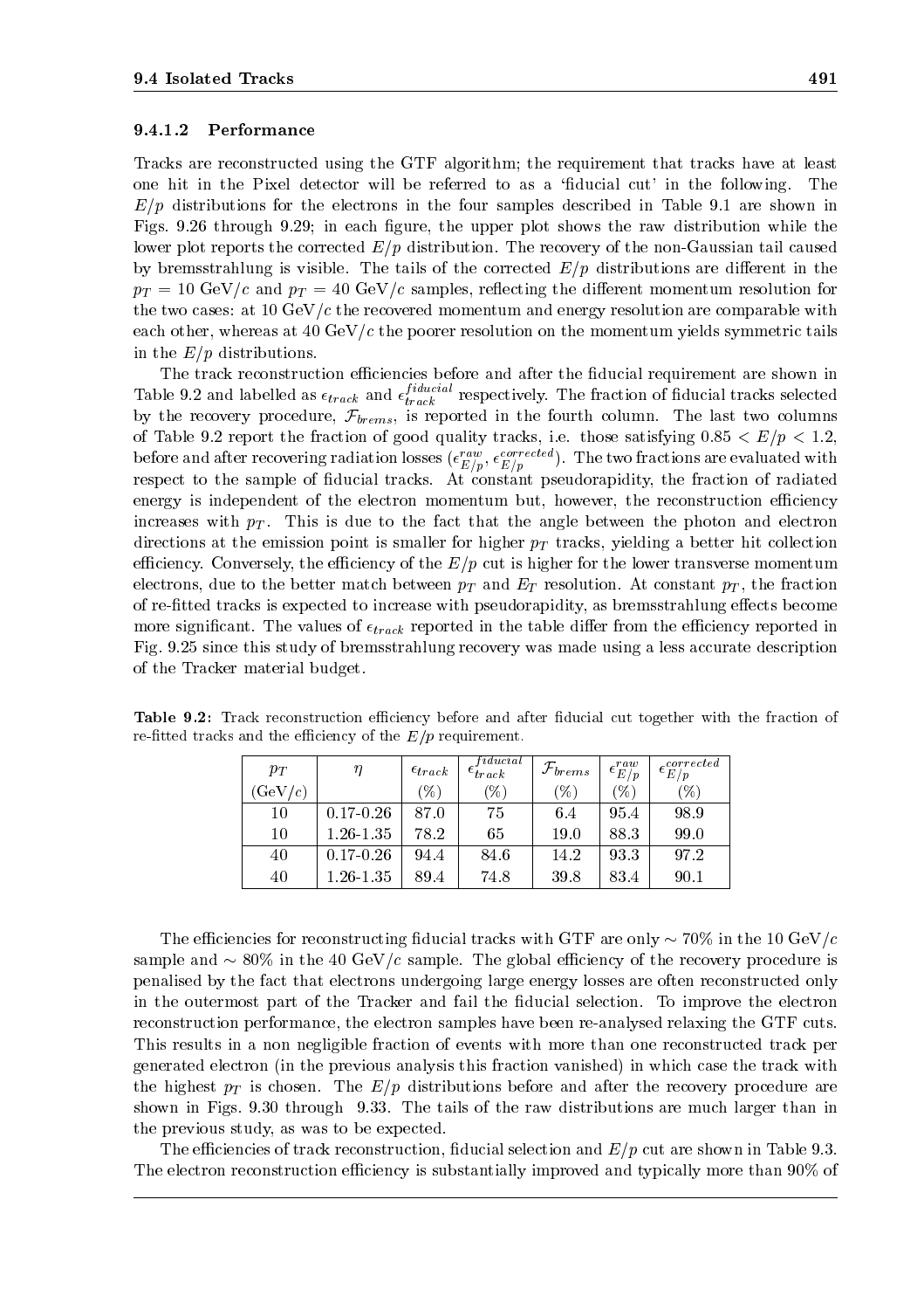#### 9.4.1.2 Performance

Tracks are reconstructed using the GTF algorithm; the requirement that tracks have at least one hit in the Pixel detector will be referred to as a 'fiducial cut' in the following. The $E/p$ distributions for the electrons in the four samples described in Table 9.1 are shown in Figs. 9.26 through 9.29; in each figure, the upper plot shows the raw distribution while the lower plot reports the corrected $E/p$ distribution. The recovery of the non-Gaussian tail caused by bremsstrahlung is visible. The tails of the corrected $E/p$ distributions are different in the $p_T = 10$ GeV/$c$ and $p_T = 40$ GeV/$c$ samples, reflecting the different momentum resolution for the two cases: at 10 GeV/$c$ the recovered momentum and energy resolution are comparable with each other, whereas at 40 GeV/$c$ the poorer resolution on the momentum yields symmetric tails in the $E/p$ distributions.

The track reconstruction efficiencies before and after the fiducial requirement are shown in Table 9.2 and labelled as $\epsilon_{track}$ and $\epsilon_{track}^{fiducial}$ respectively. The fraction of fiducial tracks selected by the recovery procedure, $\mathcal{F}_{brems}$, is reported in the fourth column. The last two columns of Table 9.2 report the fraction of good quality tracks, i.e. those satisfying $0.85 < E/p < 1.2$, before and after recovering radiation losses ($\epsilon_{E/p}^{raw}$, $\epsilon_{E/p}^{corrected}$). The two fractions are evaluated with respect to the sample of fiducial tracks. At constant pseudorapidity, the fraction of radiated energy is independent of the electron momentum but, however, the reconstruction efficiency increases with $p_T$. This is due to the fact that the angle between the photon and electron directions at the emission point is smaller for higher $p_T$ tracks, yielding a better hit collection efficiency. Conversely, the efficiency of the $E/p$ cut is higher for the lower transverse momentum electrons, due to the better match between $p_T$ and $E_T$ resolution. At constant $p_T$, the fraction of re-fitted tracks is expected to increase with pseudorapidity, as bremsstrahlung effects become more significant. The values of $\epsilon_{track}$ reported in the table differ from the efficiency reported in Fig. 9.25 since this study of bremsstrahlung recovery was made using a less accurate description of the Tracker material budget.

**Table 9.2:** Track reconstruction efficiency before and after fiducial cut together with the fraction of re-fitted tracks and the efficiency of the $E/p$ requirement.

| $p_T$ (GeV/$c$) | $\eta$ | $\epsilon_{track}$ (%) | $\epsilon_{track}^{fiducial}$ (%) | $\mathcal{F}_{brems}$ (%) | $\epsilon_{E/p}^{raw}$ (%) | $\epsilon_{E/p}^{corrected}$ (%) |
|---|---|---|---|---|---|---|
| 10 | 0.17-0.26 | 87.0 | 75 | 6.4 | 95.4 | 98.9 |
| 10 | 1.26-1.35 | 78.2 | 65 | 19.0 | 88.3 | 99.0 |
| 40 | 0.17-0.26 | 94.4 | 84.6 | 14.2 | 93.3 | 97.2 |
| 40 | 1.26-1.35 | 89.4 | 74.8 | 39.8 | 83.4 | 90.1 |

The efficiencies for reconstructing fiducial tracks with GTF are only $\sim 70\%$ in the 10 GeV/$c$ sample and $\sim 80\%$ in the 40 GeV/$c$ sample. The global efficiency of the recovery procedure is penalised by the fact that electrons undergoing large energy losses are often reconstructed only in the outermost part of the Tracker and fail the fiducial selection. To improve the electron reconstruction performance, the electron samples have been re-analysed relaxing the GTF cuts. This results in a non negligible fraction of events with more than one reconstructed track per generated electron (in the previous analysis this fraction vanished) in which case the track with the highest $p_T$ is chosen. The $E/p$ distributions before and after the recovery procedure are shown in Figs. 9.30 through 9.33. The tails of the raw distributions are much larger than in the previous study, as was to be expected.

The efficiencies of track reconstruction, fiducial selection and $E/p$ cut are shown in Table 9.3. The electron reconstruction efficiency is substantially improved and typically more than 90% of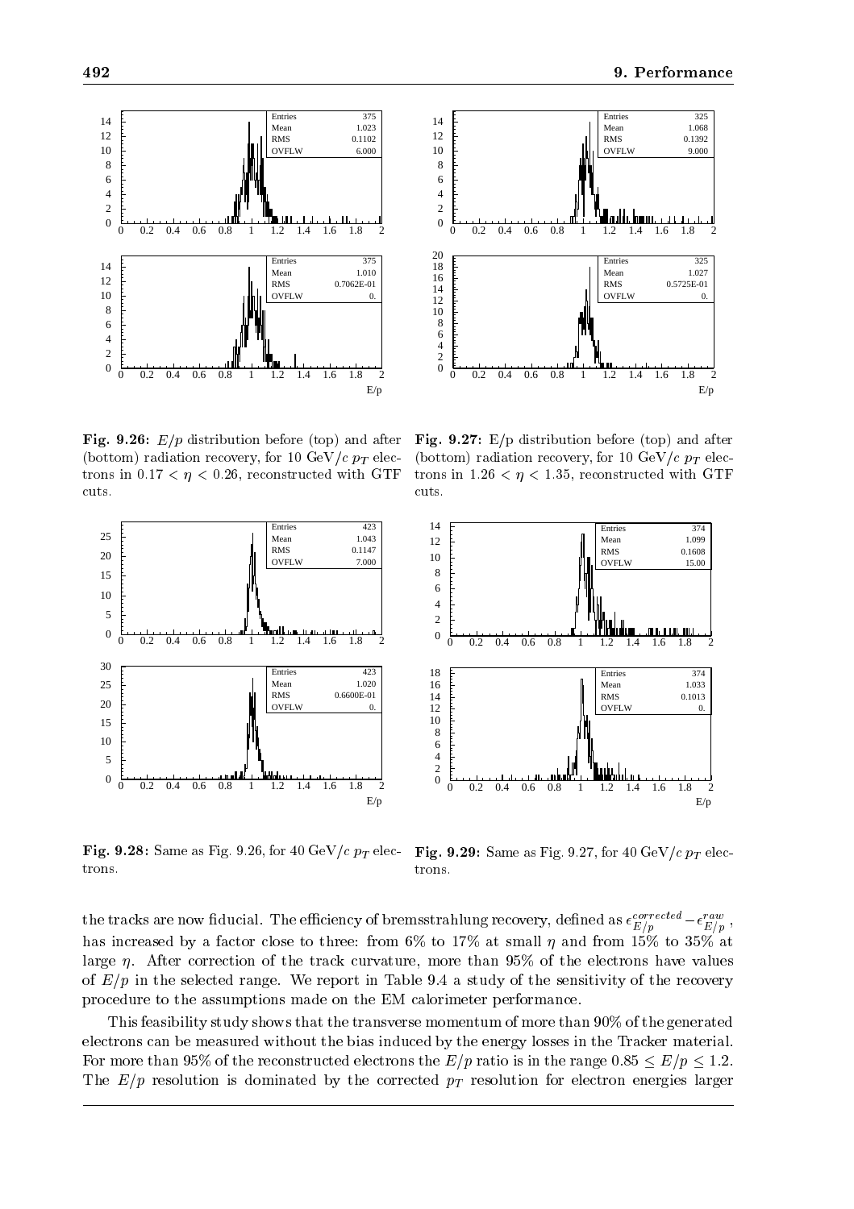**Fig. 9.26:** $E/p$ distribution before (top) and after (bottom) radiation recovery, for 10 GeV/$c$ $p_T$ electrons in $0.17 < \eta < 0.26$, reconstructed with GTF cuts.

**Fig. 9.27:** E/p distribution before (top) and after (bottom) radiation recovery, for 10 GeV/$c$ $p_T$ electrons in $1.26 < \eta < 1.35$, reconstructed with GTF cuts.

**Fig. 9.28:** Same as Fig. 9.26, for 40 GeV/$c$ $p_T$ electrons.

**Fig. 9.29:** Same as Fig. 9.27, for 40 GeV/$c$ $p_T$ electrons.

the tracks are now fiducial. The efficiency of bremsstrahlung recovery, defined as $\epsilon_{E/p}^{corrected} - \epsilon_{E/p}^{raw}$, has increased by a factor close to three: from 6% to 17% at small $\eta$ and from 15% to 35% at large $\eta$. After correction of the track curvature, more than 95% of the electrons have values of $E/p$ in the selected range. We report in Table 9.4 a study of the sensitivity of the recovery procedure to the assumptions made on the EM calorimeter performance.

This feasibility study shows that the transverse momentum of more than 90% of the generated electrons can be measured without the bias induced by the energy losses in the Tracker material. For more than 95% of the reconstructed electrons the $E/p$ ratio is in the range $0.85 \leq E/p \leq 1.2$. The $E/p$ resolution is dominated by the corrected $p_T$ resolution for electron energies larger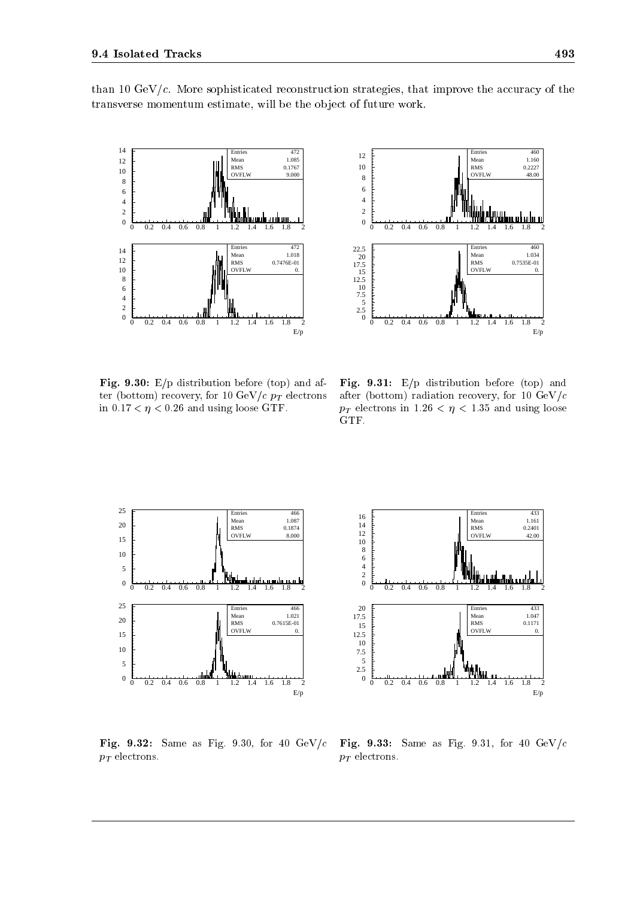than 10 GeV/$c$. More sophisticated reconstruction strategies, that improve the accuracy of the transverse momentum estimate, will be the object of future work.

**Fig. 9.30:** E/p distribution before (top) and after (bottom) recovery, for 10 GeV/$c$ $p_T$ electrons in $0.17 < \eta < 0.26$ and using loose GTF.

**Fig. 9.31:** E/p distribution before (top) and after (bottom) radiation recovery, for 10 GeV/$c$ $p_T$ electrons in $1.26 < \eta < 1.35$ and using loose GTF.

**Fig. 9.32:** Same as Fig. 9.30, for 40 GeV/$c$ $p_T$ electrons.

**Fig. 9.33:** Same as Fig. 9.31, for 40 GeV/$c$ $p_T$ electrons.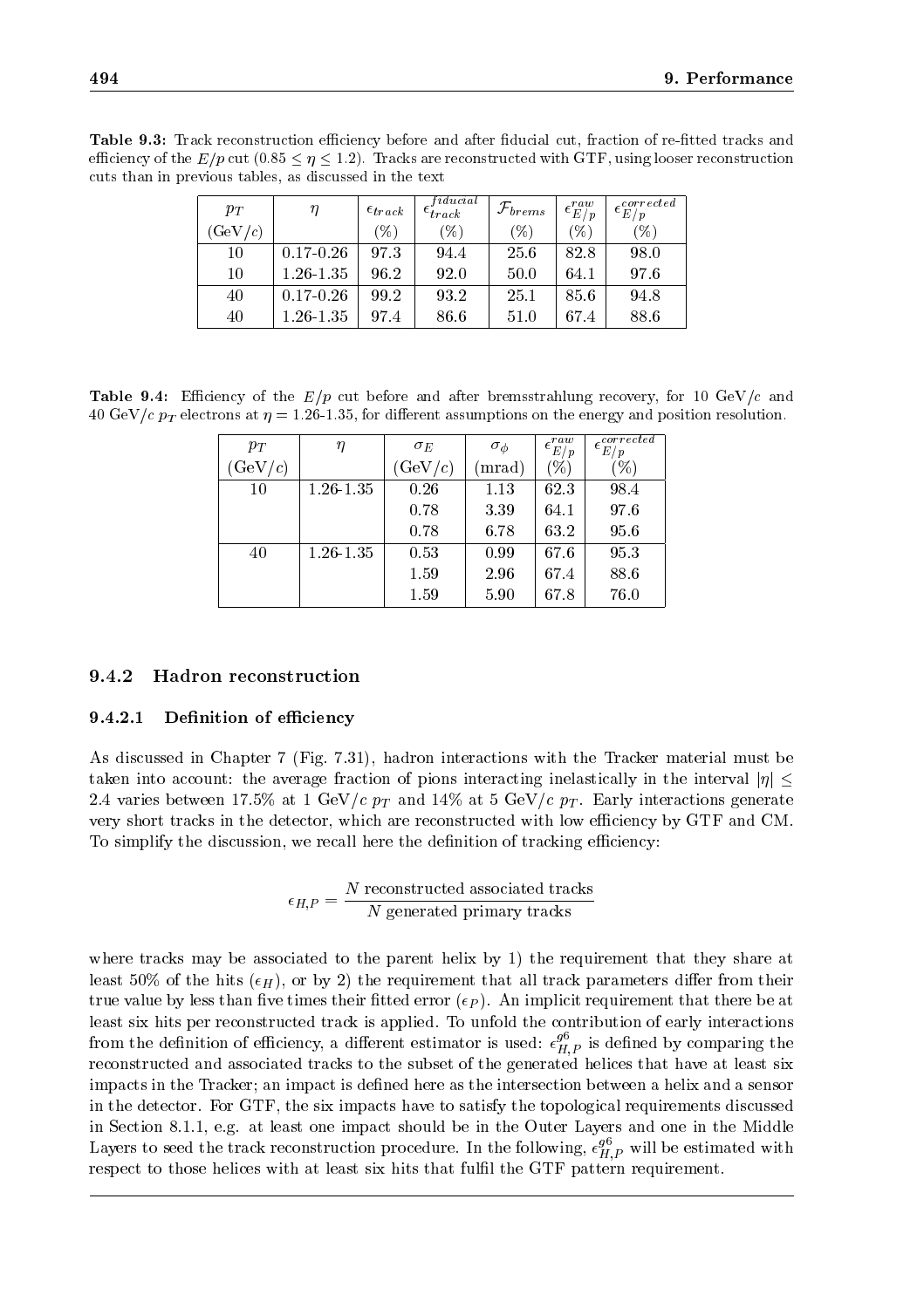**Table 9.3:** Track reconstruction efficiency before and after fiducial cut, fraction of re-fitted tracks and efficiency of the $E/p$ cut ($0.85 \leq \eta \leq 1.2$). Tracks are reconstructed with GTF, using looser reconstruction cuts than in previous tables, as discussed in the text

| $p_T$ | $\eta$ | $\epsilon_{track}$ | $\epsilon_{track}^{fiducial}$ | $\mathcal{F}_{brems}$ | $\epsilon_{E/p}^{raw}$ | $\epsilon_{E/p}^{corrected}$ |
|---|---|---|---|---|---|---|
| (GeV/$c$) | | (%) | (%) | (%) | (%) | (%) |
| 10 | 0.17-0.26 | 97.3 | 94.4 | 25.6 | 82.8 | 98.0 |
| 10 | 1.26-1.35 | 96.2 | 92.0 | 50.0 | 64.1 | 97.6 |
| 40 | 0.17-0.26 | 99.2 | 93.2 | 25.1 | 85.6 | 94.8 |
| 40 | 1.26-1.35 | 97.4 | 86.6 | 51.0 | 67.4 | 88.6 |

**Table 9.4:** Efficiency of the $E/p$ cut before and after bremsstrahlung recovery, for 10 GeV/$c$ and 40 GeV/$c$ $p_T$ electrons at $\eta$ = 1.26-1.35, for different assumptions on the energy and position resolution.

| $p_T$ | $\eta$ | $\sigma_E$ | $\sigma_\phi$ | $\epsilon_{E/p}^{raw}$ | $\epsilon_{E/p}^{corrected}$ |
|---|---|---|---|---|---|
| (GeV/$c$) | | (GeV/$c$) | (mrad) | (%) | (%) |
| 10 | 1.26-1.35 | 0.26 | 1.13 | 62.3 | 98.4 |
| | | 0.78 | 3.39 | 64.1 | 97.6 |
| | | 0.78 | 6.78 | 63.2 | 95.6 |
| 40 | 1.26-1.35 | 0.53 | 0.99 | 67.6 | 95.3 |
| | | 1.59 | 2.96 | 67.4 | 88.6 |
| | | 1.59 | 5.90 | 67.8 | 76.0 |

### 9.4.2 Hadron reconstruction

#### 9.4.2.1 Definition of efficiency

As discussed in Chapter 7 (Fig. 7.31), hadron interactions with the Tracker material must be taken into account: the average fraction of pions interacting inelastically in the interval $|\eta| \leq 2.4$ varies between 17.5% at 1 GeV/$c$ $p_T$ and 14% at 5 GeV/$c$ $p_T$. Early interactions generate very short tracks in the detector, which are reconstructed with low efficiency by GTF and CM. To simplify the discussion, we recall here the definition of tracking efficiency:

$$\epsilon_{H,P} = \frac{N \text{ reconstructed associated tracks}}{N \text{ generated primary tracks}}$$

where tracks may be associated to the parent helix by 1) the requirement that they share at least 50% of the hits ($\epsilon_H$), or by 2) the requirement that all track parameters differ from their true value by less than five times their fitted error ($\epsilon_P$). An implicit requirement that there be at least six hits per reconstructed track is applied. To unfold the contribution of early interactions from the definition of efficiency, a different estimator is used: $\epsilon_{H,P}^{g6}$ is defined by comparing the reconstructed and associated tracks to the subset of the generated helices that have at least six impacts in the Tracker; an impact is defined here as the intersection between a helix and a sensor in the detector. For GTF, the six impacts have to satisfy the topological requirements discussed in Section 8.1.1, e.g. at least one impact should be in the Outer Layers and one in the Middle Layers to seed the track reconstruction procedure. In the following, $\epsilon_{H,P}^{g6}$ will be estimated with respect to those helices with at least six hits that fulfil the GTF pattern requirement.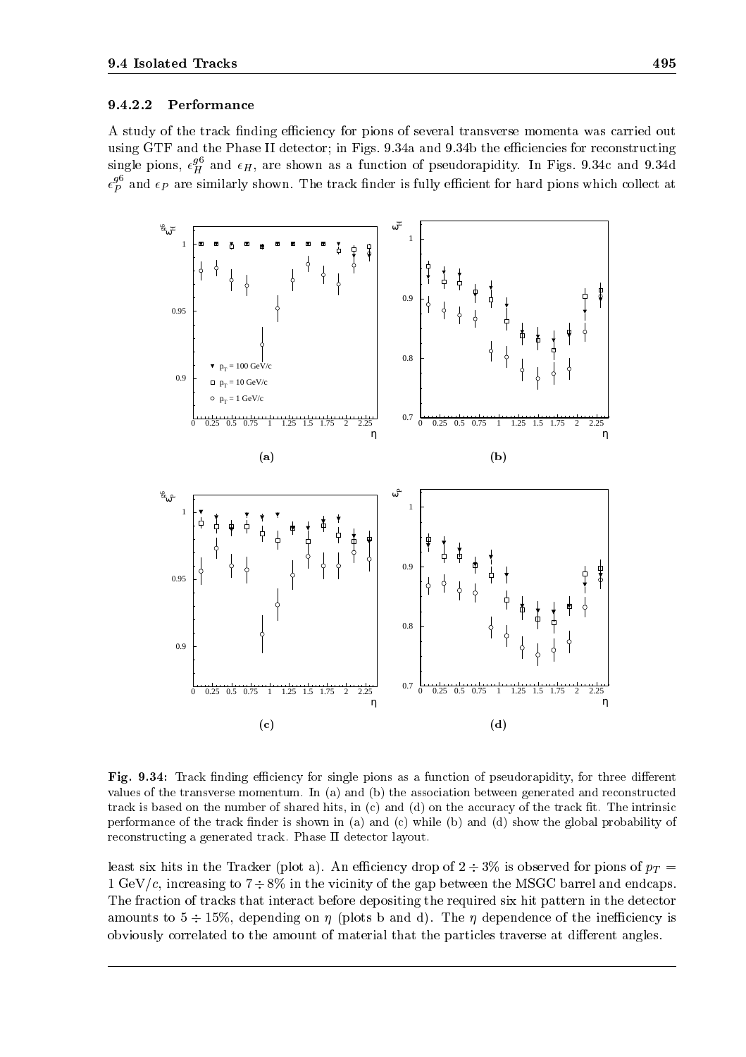#### 9.4.2.2 Performance

A study of the track finding efficiency for pions of several transverse momenta was carried out using GTF and the Phase II detector; in Figs. 9.34a and 9.34b the efficiencies for reconstructing single pions, $\epsilon_H^{g6}$ and $\epsilon_H$, are shown as a function of pseudorapidity. In Figs. 9.34c and 9.34d $\epsilon_P^{g6}$ and $\epsilon_P$ are similarly shown. The track finder is fully efficient for hard pions which collect at least six hits in the Tracker (plot a). An efficiency drop of $2 \div 3\%$ is observed for pions of $p_T = 1$ GeV/$c$, increasing to $7 \div 8\%$ in the vicinity of the gap between the MSGC barrel and endcaps. The fraction of tracks that interact before depositing the required six hit pattern in the detector amounts to $5 \div 15\%$, depending on $\eta$ (plots b and d). The $\eta$ dependence of the inefficiency is obviously correlated to the amount of material that the particles traverse at different angles.

**Fig. 9.34:** Track finding efficiency for single pions as a function of pseudorapidity, for three different values of the transverse momentum. In (a) and (b) the association between generated and reconstructed track is based on the number of shared hits, in (c) and (d) on the accuracy of the track fit. The intrinsic performance of the track finder is shown in (a) and (c) while (b) and (d) show the global probability of reconstructing a generated track. Phase II detector layout.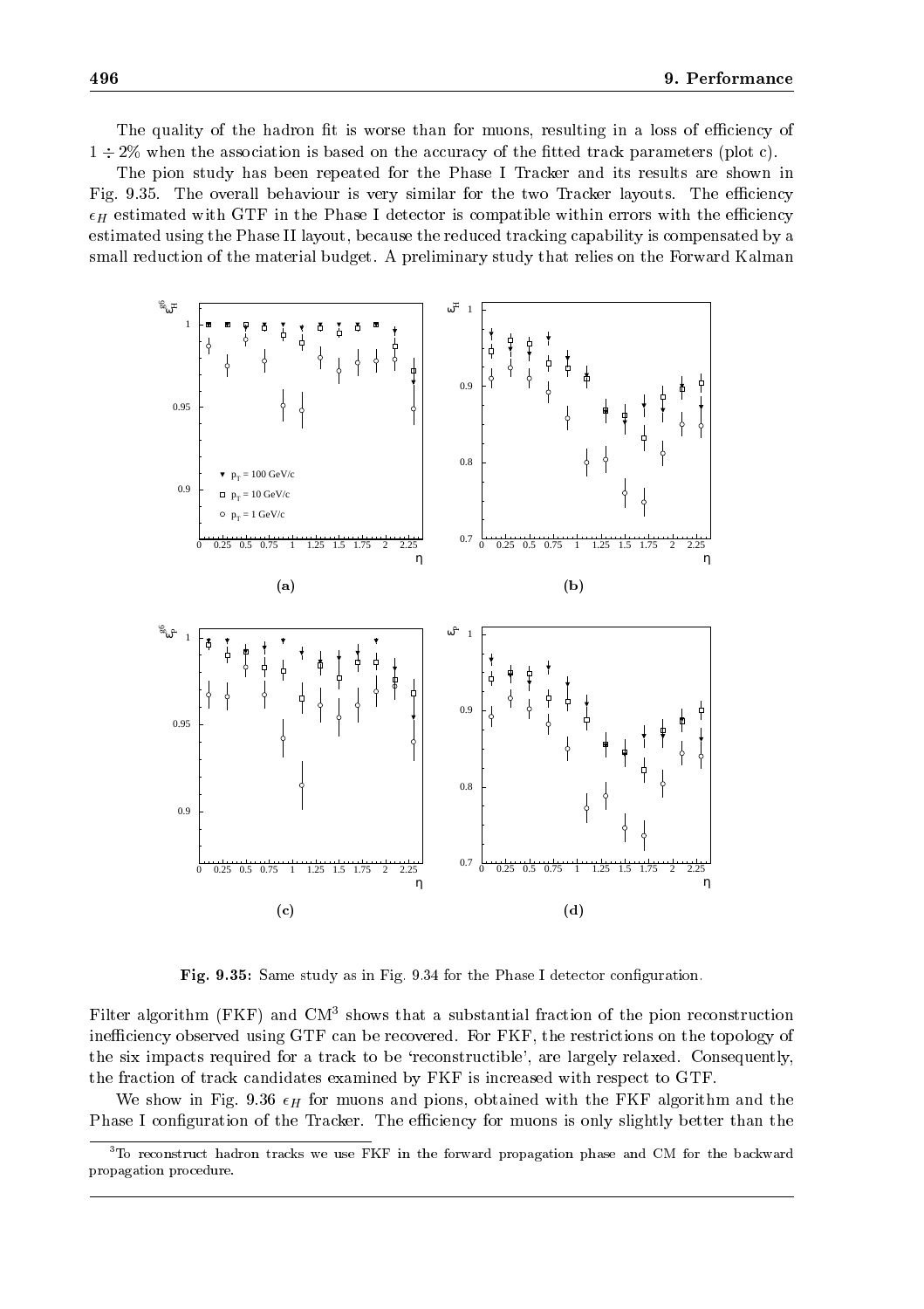The quality of the hadron fit is worse than for muons, resulting in a loss of efficiency of $1 \div 2\%$ when the association is based on the accuracy of the fitted track parameters (plot c).

The pion study has been repeated for the Phase I Tracker and its results are shown in Fig. 9.35. The overall behaviour is very similar for the two Tracker layouts. The efficiency $\epsilon_H$ estimated with GTF in the Phase I detector is compatible within errors with the efficiency estimated using the Phase II layout, because the reduced tracking capability is compensated by a small reduction of the material budget. A preliminary study that relies on the Forward Kalman Filter algorithm (FKF) and CM[3] shows that a substantial fraction of the pion reconstruction inefficiency observed using GTF can be recovered. For FKF, the restrictions on the topology of the six impacts required for a track to be 'reconstructible', are largely relaxed. Consequently, the fraction of track candidates examined by FKF is increased with respect to GTF.

**Fig. 9.35:** Same study as in Fig. 9.34 for the Phase I detector configuration.

We show in Fig. 9.36 $\epsilon_H$ for muons and pions, obtained with the FKF algorithm and the Phase I configuration of the Tracker. The efficiency for muons is only slightly better than the

[3] To reconstruct hadron tracks we use FKF in the forward propagation phase and CM for the backward propagation procedure.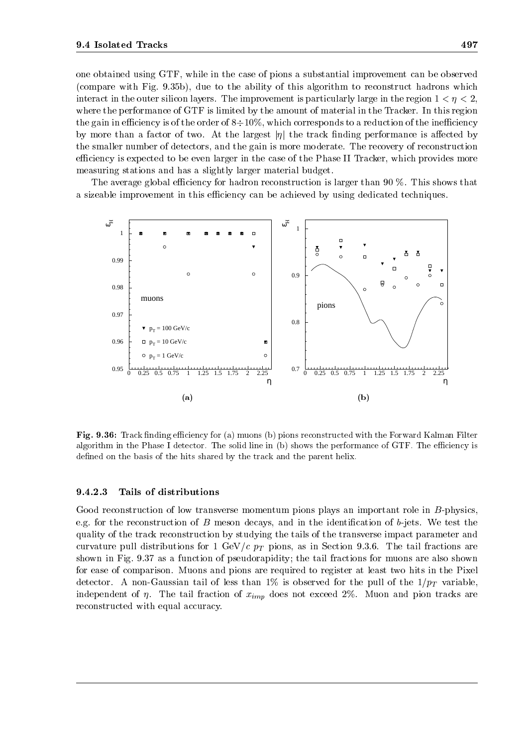one obtained using GTF, while in the case of pions a substantial improvement can be observed (compare with Fig. 9.35b), due to the ability of this algorithm to reconstruct hadrons which interact in the outer silicon layers. The improvement is particularly large in the region $1 < \eta < 2$, where the performance of GTF is limited by the amount of material in the Tracker. In this region the gain in efficiency is of the order of $8 \div 10\%$, which corresponds to a reduction of the inefficiency by more than a factor of two. At the largest $|\eta|$ the track finding performance is affected by the smaller number of detectors, and the gain is more moderate. The recovery of reconstruction efficiency is expected to be even larger in the case of the Phase II Tracker, which provides more measuring stations and has a slightly larger material budget.

The average global efficiency for hadron reconstruction is larger than 90 %. This shows that a sizeable improvement in this efficiency can be achieved by using dedicated techniques.

**Fig. 9.36:** Track finding efficiency for (a) muons (b) pions reconstructed with the Forward Kalman Filter algorithm in the Phase I detector. The solid line in (b) shows the performance of GTF. The efficiency is defined on the basis of the hits shared by the track and the parent helix.

#### 9.4.2.3 Tails of distributions

Good reconstruction of low transverse momentum pions plays an important role in $B$-physics, e.g. for the reconstruction of $B$ meson decays, and in the identification of $b$-jets. We test the quality of the track reconstruction by studying the tails of the transverse impact parameter and curvature pull distributions for 1 GeV/$c$ $p_T$ pions, as in Section 9.3.6. The tail fractions are shown in Fig. 9.37 as a function of pseudorapidity; the tail fractions for muons are also shown for ease of comparison. Muons and pions are required to register at least two hits in the Pixel detector. A non-Gaussian tail of less than 1% is observed for the pull of the $1/p_T$ variable, independent of $\eta$. The tail fraction of $x_{imp}$ does not exceed 2%. Muon and pion tracks are reconstructed with equal accuracy.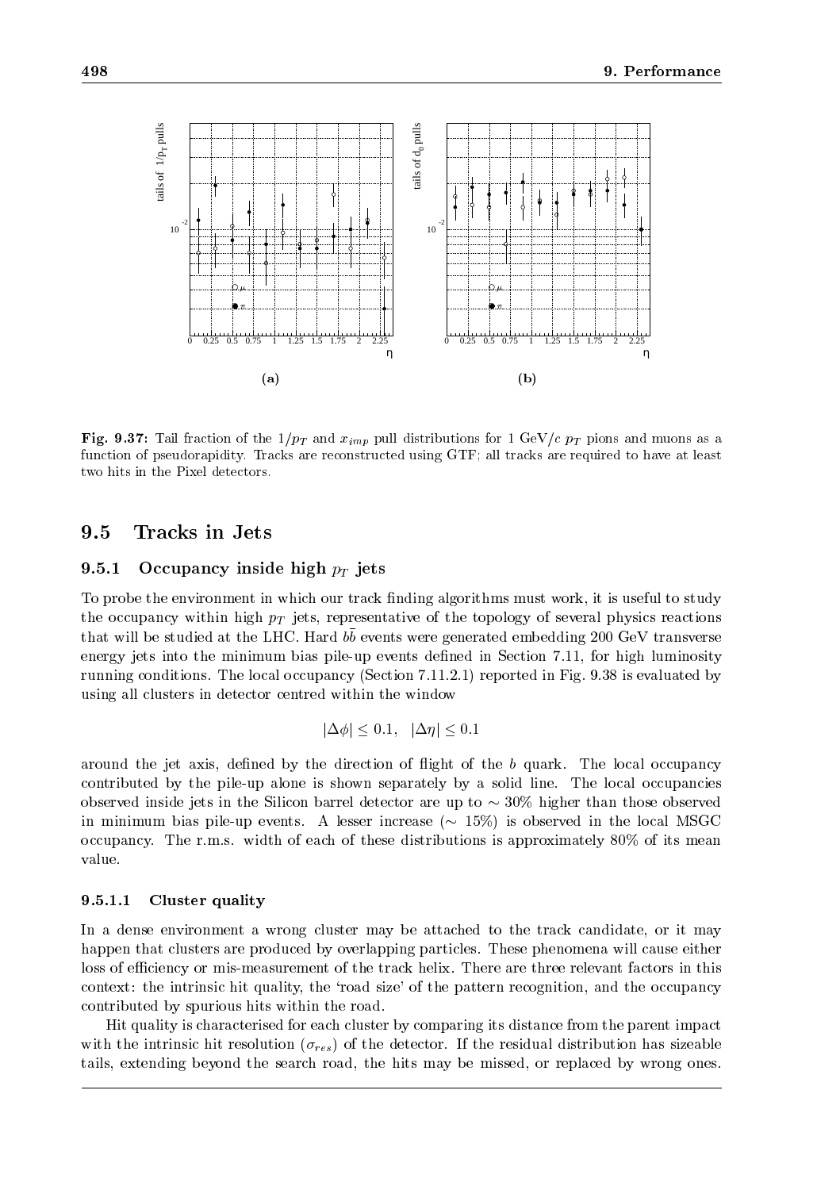**Fig. 9.37:** Tail fraction of the $1/p_T$ and $x_{imp}$ pull distributions for 1 GeV/$c$ $p_T$ pions and muons as a function of pseudorapidity. Tracks are reconstructed using GTF; all tracks are required to have at least two hits in the Pixel detectors.

## 9.5 Tracks in Jets

### 9.5.1 Occupancy inside high $p_T$ jets

To probe the environment in which our track finding algorithms must work, it is useful to study the occupancy within high $p_T$ jets, representative of the topology of several physics reactions that will be studied at the LHC. Hard $b\bar{b}$ events were generated embedding 200 GeV transverse energy jets into the minimum bias pile-up events defined in Section 7.11, for high luminosity running conditions. The local occupancy (Section 7.11.2.1) reported in Fig. 9.38 is evaluated by using all clusters in detector centred within the window

$$|\Delta\phi| \leq 0.1, \quad |\Delta\eta| \leq 0.1$$

around the jet axis, defined by the direction of flight of the $b$ quark. The local occupancy contributed by the pile-up alone is shown separately by a solid line. The local occupancies observed inside jets in the Silicon barrel detector are up to $\sim 30\%$ higher than those observed in minimum bias pile-up events. A lesser increase ($\sim 15\%$) is observed in the local MSGC occupancy. The r.m.s. width of each of these distributions is approximately 80% of its mean value.

#### 9.5.1.1 Cluster quality

In a dense environment a wrong cluster may be attached to the track candidate, or it may happen that clusters are produced by overlapping particles. These phenomena will cause either loss of efficiency or mis-measurement of the track helix. There are three relevant factors in this context: the intrinsic hit quality, the 'road size' of the pattern recognition, and the occupancy contributed by spurious hits within the road.

Hit quality is characterised for each cluster by comparing its distance from the parent impact with the intrinsic hit resolution ($\sigma_{res}$) of the detector. If the residual distribution has sizeable tails, extending beyond the search road, the hits may be missed, or replaced by wrong ones.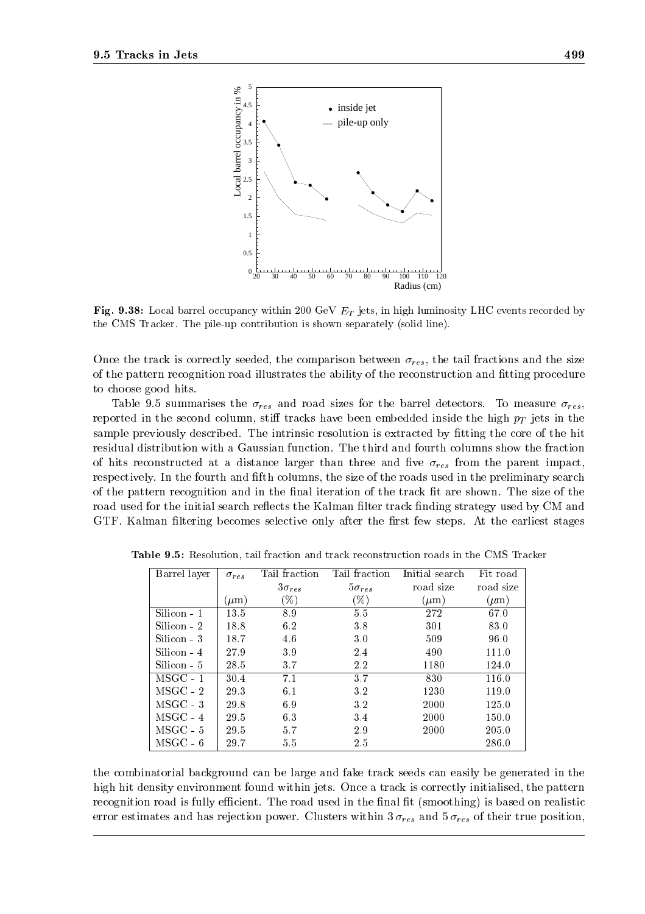**Fig. 9.38:** Local barrel occupancy within 200 GeV $E_T$ jets, in high luminosity LHC events recorded by the CMS Tracker. The pile-up contribution is shown separately (solid line).

Once the track is correctly seeded, the comparison between $\sigma_{res}$, the tail fractions and the size of the pattern recognition road illustrates the ability of the reconstruction and fitting procedure to choose good hits.

Table 9.5 summarises the $\sigma_{res}$ and road sizes for the barrel detectors. To measure $\sigma_{res}$, reported in the second column, stiff tracks have been embedded inside the high $p_T$ jets in the sample previously described. The intrinsic resolution is extracted by fitting the core of the hit residual distribution with a Gaussian function. The third and fourth columns show the fraction of hits reconstructed at a distance larger than three and five $\sigma_{res}$ from the parent impact, respectively. In the fourth and fifth columns, the size of the roads used in the preliminary search of the pattern recognition and in the final iteration of the track fit are shown. The size of the road used for the initial search reflects the Kalman filter track finding strategy used by CM and GTF. Kalman filtering becomes selective only after the first few steps. At the earliest stages

**Table 9.5:** Resolution, tail fraction and track reconstruction roads in the CMS Tracker

| Barrel layer | $\sigma_{res}$ | Tail fraction | Tail fraction | Initial search | Fit road |
|---|---|---|---|---|---|
| | | $3\sigma_{res}$ | $5\sigma_{res}$ | road size | road size |
| | ($\mu$m) | (%) | (%) | ($\mu$m) | ($\mu$m) |
| Silicon - 1 | 13.5 | 8.9 | 5.5 | 272 | 67.0 |
| Silicon - 2 | 18.8 | 6.2 | 3.8 | 301 | 83.0 |
| Silicon - 3 | 18.7 | 4.6 | 3.0 | 509 | 96.0 |
| Silicon - 4 | 27.9 | 3.9 | 2.4 | 490 | 111.0 |
| Silicon - 5 | 28.5 | 3.7 | 2.2 | 1180 | 124.0 |
| MSGC - 1 | 30.4 | 7.1 | 3.7 | 830 | 116.0 |
| MSGC - 2 | 29.3 | 6.1 | 3.2 | 1230 | 119.0 |
| MSGC - 3 | 29.8 | 6.9 | 3.2 | 2000 | 125.0 |
| MSGC - 4 | 29.5 | 6.3 | 3.4 | 2000 | 150.0 |
| MSGC - 5 | 29.5 | 5.7 | 2.9 | 2000 | 205.0 |
| MSGC - 6 | 29.7 | 5.5 | 2.5 | | 286.0 |

the combinatorial background can be large and fake track seeds can easily be generated in the high hit density environment found within jets. Once a track is correctly initialised, the pattern recognition road is fully efficient. The road used in the final fit (smoothing) is based on realistic error estimates and has rejection power. Clusters within $3\,\sigma_{res}$ and $5\,\sigma_{res}$ of their true position,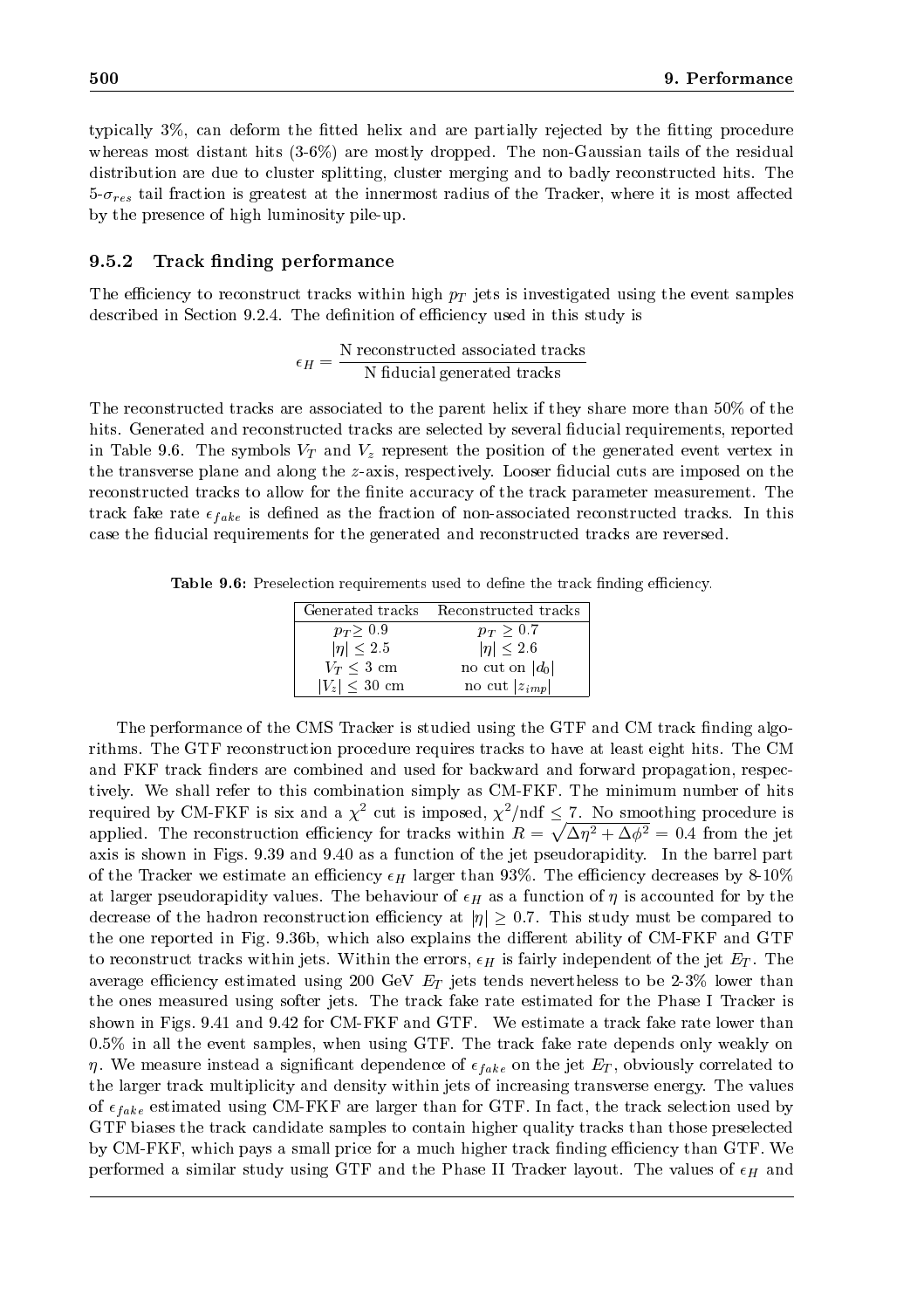typically 3%, can deform the fitted helix and are partially rejected by the fitting procedure whereas most distant hits (3-6%) are mostly dropped. The non-Gaussian tails of the residual distribution are due to cluster splitting, cluster merging and to badly reconstructed hits. The 5-$\sigma_{res}$ tail fraction is greatest at the innermost radius of the Tracker, where it is most affected by the presence of high luminosity pile-up.

### 9.5.2 Track finding performance

The efficiency to reconstruct tracks within high $p_T$ jets is investigated using the event samples described in Section 9.2.4. The definition of efficiency used in this study is

$$\epsilon_H = \frac{\text{N reconstructed associated tracks}}{\text{N fiducial generated tracks}}$$

The reconstructed tracks are associated to the parent helix if they share more than 50% of the hits. Generated and reconstructed tracks are selected by several fiducial requirements, reported in Table 9.6. The symbols $V_T$ and $V_z$ represent the position of the generated event vertex in the transverse plane and along the $z$-axis, respectively. Looser fiducial cuts are imposed on the reconstructed tracks to allow for the finite accuracy of the track parameter measurement. The track fake rate $\epsilon_{fake}$ is defined as the fraction of non-associated reconstructed tracks. In this case the fiducial requirements for the generated and reconstructed tracks are reversed.

**Table 9.6:** Preselection requirements used to define the track finding efficiency.

| Generated tracks | Reconstructed tracks |
|---|---|
| $p_T \geq 0.9$ | $p_T \geq 0.7$ |
| $\|\eta\| \leq 2.5$ | $\|\eta\| \leq 2.6$ |
| $V_T \leq 3$ cm | no cut on $\|d_0\|$ |
| $\|V_z\| \leq 30$ cm | no cut $\|z_{imp}\|$ |

The performance of the CMS Tracker is studied using the GTF and CM track finding algorithms. The GTF reconstruction procedure requires tracks to have at least eight hits. The CM and FKF track finders are combined and used for backward and forward propagation, respectively. We shall refer to this combination simply as CM-FKF. The minimum number of hits required by CM-FKF is six and a $\chi^2$ cut is imposed, $\chi^2/\text{ndf} \leq 7$. No smoothing procedure is applied. The reconstruction efficiency for tracks within $R = \sqrt{\Delta\eta^2 + \Delta\phi^2} = 0.4$ from the jet axis is shown in Figs. 9.39 and 9.40 as a function of the jet pseudorapidity. In the barrel part of the Tracker we estimate an efficiency $\epsilon_H$ larger than 93%. The efficiency decreases by 8-10% at larger pseudorapidity values. The behaviour of $\epsilon_H$ as a function of $\eta$ is accounted for by the decrease of the hadron reconstruction efficiency at $|\eta| \geq 0.7$. This study must be compared to the one reported in Fig. 9.36b, which also explains the different ability of CM-FKF and GTF to reconstruct tracks within jets. Within the errors, $\epsilon_H$ is fairly independent of the jet $E_T$. The average efficiency estimated using 200 GeV $E_T$ jets tends nevertheless to be 2-3% lower than the ones measured using softer jets. The track fake rate estimated for the Phase I Tracker is shown in Figs. 9.41 and 9.42 for CM-FKF and GTF. We estimate a track fake rate lower than 0.5% in all the event samples, when using GTF. The track fake rate depends only weakly on $\eta$. We measure instead a significant dependence of $\epsilon_{fake}$ on the jet $E_T$, obviously correlated to the larger track multiplicity and density within jets of increasing transverse energy. The values of $\epsilon_{fake}$ estimated using CM-FKF are larger than for GTF. In fact, the track selection used by GTF biases the track candidate samples to contain higher quality tracks than those preselected by CM-FKF, which pays a small price for a much higher track finding efficiency than GTF. We performed a similar study using GTF and the Phase II Tracker layout. The values of $\epsilon_H$ and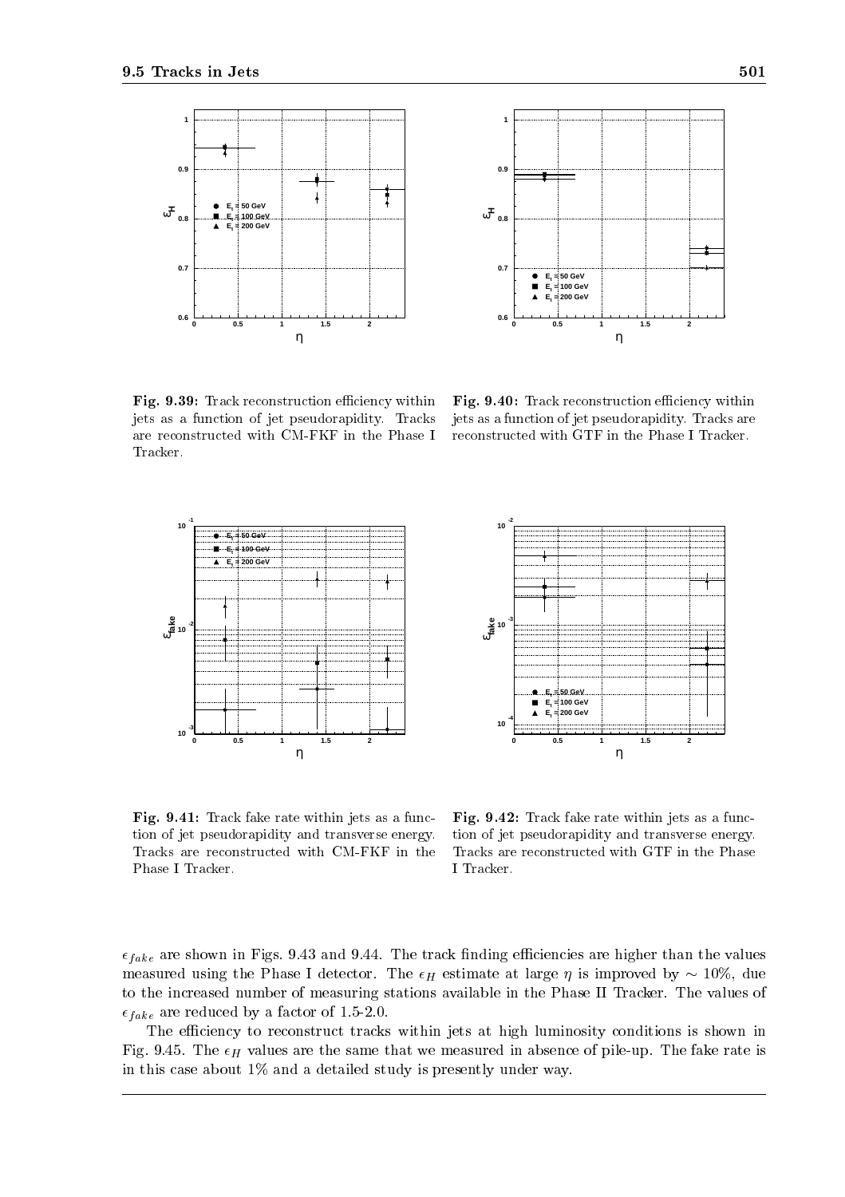**Fig. 9.39:** Track reconstruction efficiency within jets as a function of jet pseudorapidity. Tracks are reconstructed with CM-FKF in the Phase I Tracker.

**Fig. 9.40:** Track reconstruction efficiency within jets as a function of jet pseudorapidity. Tracks are reconstructed with GTF in the Phase I Tracker.

**Fig. 9.41:** Track fake rate within jets as a function of jet pseudorapidity and transverse energy. Tracks are reconstructed with CM-FKF in the Phase I Tracker.

**Fig. 9.42:** Track fake rate within jets as a function of jet pseudorapidity and transverse energy. Tracks are reconstructed with GTF in the Phase I Tracker.

$\epsilon_{fake}$ are shown in Figs. 9.43 and 9.44. The track finding efficiencies are higher than the values measured using the Phase I detector. The $\epsilon_H$ estimate at large $\eta$ is improved by $\sim 10\%$, due to the increased number of measuring stations available in the Phase II Tracker. The values of $\epsilon_{fake}$ are reduced by a factor of 1.5-2.0.

The efficiency to reconstruct tracks within jets at high luminosity conditions is shown in Fig. 9.45. The $\epsilon_H$ values are the same that we measured in absence of pile-up. The fake rate is in this case about 1% and a detailed study is presently under way.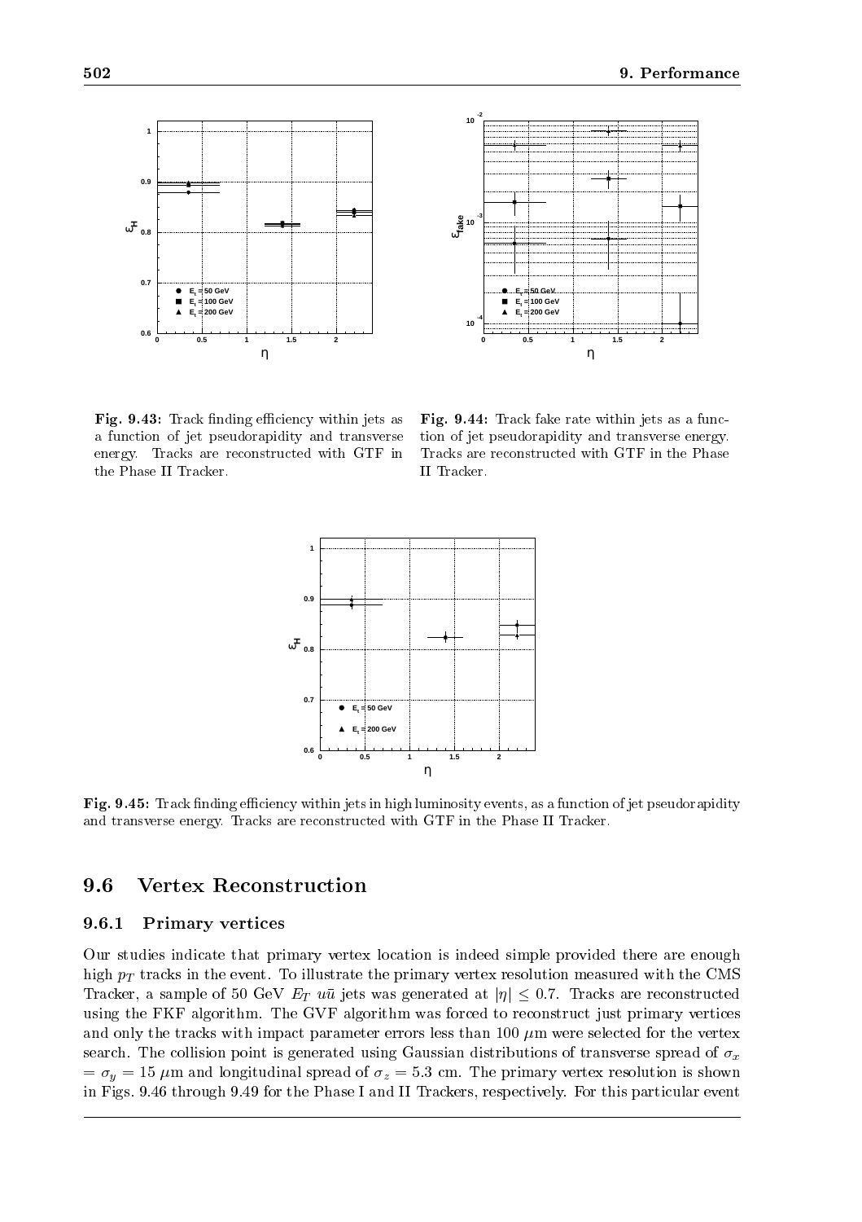**Fig. 9.43:** Track finding efficiency within jets as a function of jet pseudorapidity and transverse energy. Tracks are reconstructed with GTF in the Phase II Tracker.

**Fig. 9.44:** Track fake rate within jets as a function of jet pseudorapidity and transverse energy. Tracks are reconstructed with GTF in the Phase II Tracker.

**Fig. 9.45:** Track finding efficiency within jets in high luminosity events, as a function of jet pseudorapidity and transverse energy. Tracks are reconstructed with GTF in the Phase II Tracker.

## 9.6 Vertex Reconstruction

### 9.6.1 Primary vertices

Our studies indicate that primary vertex location is indeed simple provided there are enough high $p_T$ tracks in the event. To illustrate the primary vertex resolution measured with the CMS Tracker, a sample of 50 GeV $E_T$ $u\bar{u}$ jets was generated at $|\eta| \leq 0.7$. Tracks are reconstructed using the FKF algorithm. The GVF algorithm was forced to reconstruct just primary vertices and only the tracks with impact parameter errors less than 100 $\mu$m were selected for the vertex search. The collision point is generated using Gaussian distributions of transverse spread of $\sigma_x = \sigma_y = 15$ $\mu$m and longitudinal spread of $\sigma_z = 5.3$ cm. The primary vertex resolution is shown in Figs. 9.46 through 9.49 for the Phase I and II Trackers, respectively. For this particular event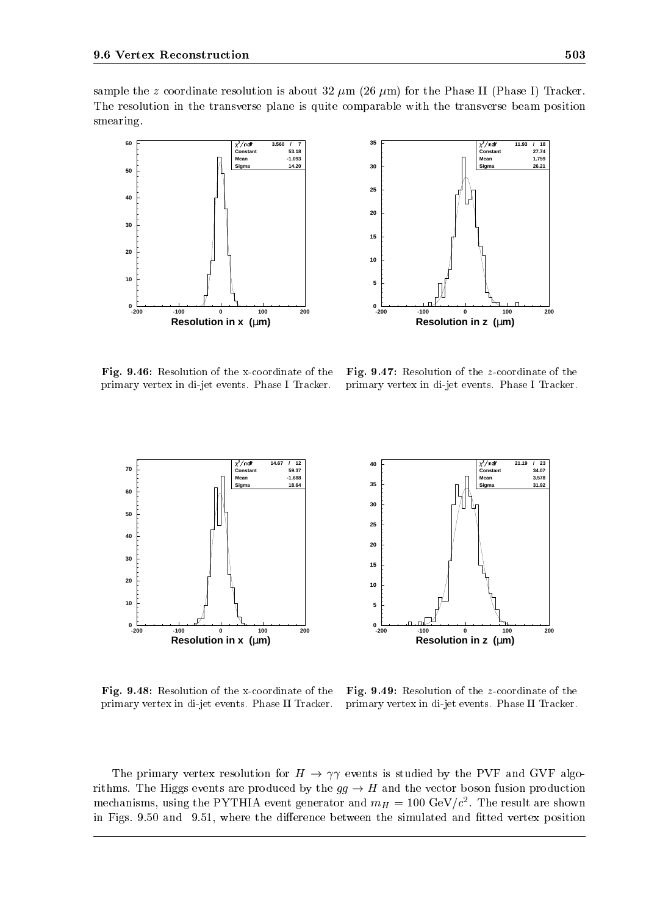sample the $z$ coordinate resolution is about 32 $\mu$m (26 $\mu$m) for the Phase II (Phase I) Tracker. The resolution in the transverse plane is quite comparable with the transverse beam position smearing.

**Fig. 9.46:** Resolution of the x-coordinate of the primary vertex in di-jet events. Phase I Tracker.

**Fig. 9.47:** Resolution of the $z$-coordinate of the primary vertex in di-jet events. Phase I Tracker.

**Fig. 9.48:** Resolution of the x-coordinate of the primary vertex in di-jet events. Phase II Tracker.

**Fig. 9.49:** Resolution of the $z$-coordinate of the primary vertex in di-jet events. Phase II Tracker.

The primary vertex resolution for $H \rightarrow \gamma\gamma$ events is studied by the PVF and GVF algorithms. The Higgs events are produced by the $gg \rightarrow H$ and the vector boson fusion production mechanisms, using the PYTHIA event generator and $m_H = 100$ GeV/$c^2$. The result are shown in Figs. 9.50 and 9.51, where the difference between the simulated and fitted vertex position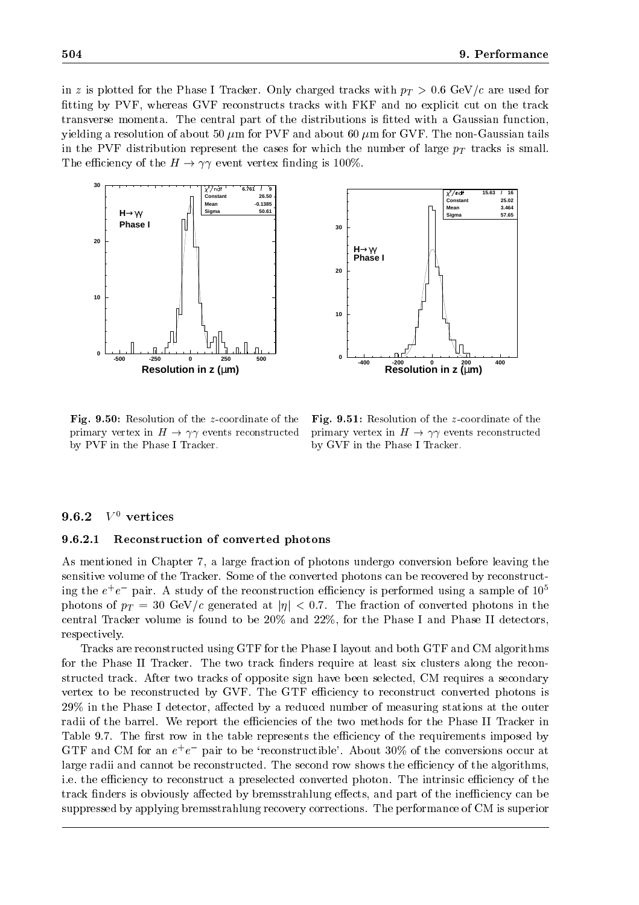in $z$ is plotted for the Phase I Tracker. Only charged tracks with $p_T > 0.6$ GeV/$c$ are used for fitting by PVF, whereas GVF reconstructs tracks with FKF and no explicit cut on the track transverse momenta. The central part of the distributions is fitted with a Gaussian function, yielding a resolution of about 50 $\mu$m for PVF and about 60 $\mu$m for GVF. The non-Gaussian tails in the PVF distribution represent the cases for which the number of large $p_T$ tracks is small. The efficiency of the $H \to \gamma\gamma$ event vertex finding is 100%.

**Fig. 9.50:** Resolution of the $z$-coordinate of the primary vertex in $H \to \gamma\gamma$ events reconstructed by PVF in the Phase I Tracker.

**Fig. 9.51:** Resolution of the $z$-coordinate of the primary vertex in $H \to \gamma\gamma$ events reconstructed by GVF in the Phase I Tracker.

### 9.6.2 $V^0$ vertices

#### 9.6.2.1 Reconstruction of converted photons

As mentioned in Chapter 7, a large fraction of photons undergo conversion before leaving the sensitive volume of the Tracker. Some of the converted photons can be recovered by reconstructing the $e^+e^-$ pair. A study of the reconstruction efficiency is performed using a sample of $10^5$ photons of $p_T = 30$ GeV/$c$ generated at $|\eta| < 0.7$. The fraction of converted photons in the central Tracker volume is found to be 20% and 22%, for the Phase I and Phase II detectors, respectively.

Tracks are reconstructed using GTF for the Phase I layout and both GTF and CM algorithms for the Phase II Tracker. The two track finders require at least six clusters along the reconstructed track. After two tracks of opposite sign have been selected, CM requires a secondary vertex to be reconstructed by GVF. The GTF efficiency to reconstruct converted photons is 29% in the Phase I detector, affected by a reduced number of measuring stations at the outer radii of the barrel. We report the efficiencies of the two methods for the Phase II Tracker in Table 9.7. The first row in the table represents the efficiency of the requirements imposed by GTF and CM for an $e^+e^-$ pair to be 'reconstructible'. About 30% of the conversions occur at large radii and cannot be reconstructed. The second row shows the efficiency of the algorithms, i.e. the efficiency to reconstruct a preselected converted photon. The intrinsic efficiency of the track finders is obviously affected by bremsstrahlung effects, and part of the inefficiency can be suppressed by applying bremsstrahlung recovery corrections. The performance of CM is superior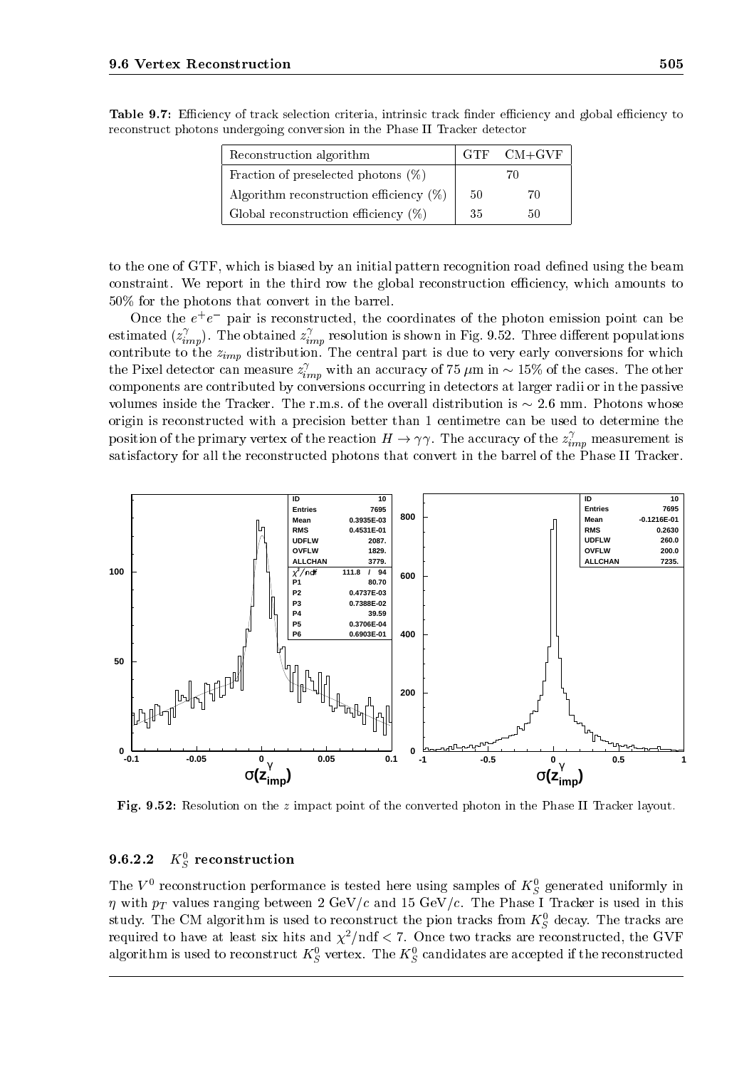**Table 9.7:** Efficiency of track selection criteria, intrinsic track finder efficiency and global efficiency to reconstruct photons undergoing conversion in the Phase II Tracker detector

| Reconstruction algorithm | GTF | CM+GVF |
|---|---|---|
| Fraction of preselected photons (%) | 70 | |
| Algorithm reconstruction efficiency (%) | 50 | 70 |
| Global reconstruction efficiency (%) | 35 | 50 |

to the one of GTF, which is biased by an initial pattern recognition road defined using the beam constraint. We report in the third row the global reconstruction efficiency, which amounts to 50% for the photons that convert in the barrel.

Once the $e^+e^-$ pair is reconstructed, the coordinates of the photon emission point can be estimated ($z^{\gamma}_{imp}$). The obtained $z^{\gamma}_{imp}$ resolution is shown in Fig. 9.52. Three different populations contribute to the $z_{imp}$ distribution. The central part is due to very early conversions for which the Pixel detector can measure $z^{\gamma}_{imp}$ with an accuracy of 75 $\mu$m in $\sim$ 15% of the cases. The other components are contributed by conversions occurring in detectors at larger radii or in the passive volumes inside the Tracker. The r.m.s. of the overall distribution is $\sim$ 2.6 mm. Photons whose origin is reconstructed with a precision better than 1 centimetre can be used to determine the position of the primary vertex of the reaction $H \rightarrow \gamma\gamma$. The accuracy of the $z^{\gamma}_{imp}$ measurement is satisfactory for all the reconstructed photons that convert in the barrel of the Phase II Tracker.

**Fig. 9.52:** Resolution on the $z$ impact point of the converted photon in the Phase II Tracker layout.

#### 9.6.2.2 $K^0_S$ reconstruction

The $V^0$ reconstruction performance is tested here using samples of $K^0_S$ generated uniformly in $\eta$ with $p_T$ values ranging between 2 GeV/$c$ and 15 GeV/$c$. The Phase I Tracker is used in this study. The CM algorithm is used to reconstruct the pion tracks from $K^0_S$ decay. The tracks are required to have at least six hits and $\chi^2$/ndf < 7. Once two tracks are reconstructed, the GVF algorithm is used to reconstruct $K^0_S$ vertex. The $K^0_S$ candidates are accepted if the reconstructed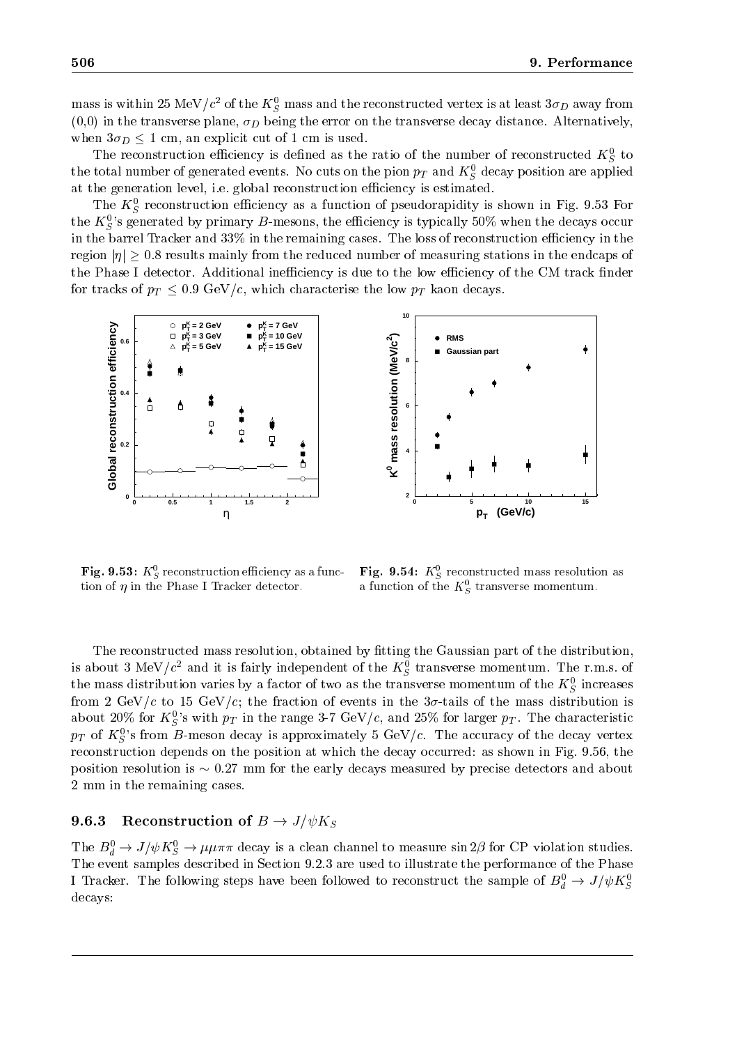mass is within 25 MeV/$c^2$ of the $K_S^0$ mass and the reconstructed vertex is at least $3\sigma_D$ away from (0,0) in the transverse plane, $\sigma_D$ being the error on the transverse decay distance. Alternatively, when $3\sigma_D \leq 1$ cm, an explicit cut of 1 cm is used.

The reconstruction efficiency is defined as the ratio of the number of reconstructed $K_S^0$ to the total number of generated events. No cuts on the pion $p_T$ and $K_S^0$ decay position are applied at the generation level, i.e. global reconstruction efficiency is estimated.

The $K_S^0$ reconstruction efficiency as a function of pseudorapidity is shown in Fig. 9.53 For the $K_S^0$'s generated by primary $B$-mesons, the efficiency is typically 50% when the decays occur in the barrel Tracker and 33% in the remaining cases. The loss of reconstruction efficiency in the region $|\eta| \geq 0.8$ results mainly from the reduced number of measuring stations in the endcaps of the Phase I detector. Additional inefficiency is due to the low efficiency of the CM track finder for tracks of $p_T \leq 0.9$ GeV/$c$, which characterise the low $p_T$ kaon decays.

**Fig. 9.53:** $K_S^0$ reconstruction efficiency as a function of $\eta$ in the Phase I Tracker detector.

**Fig. 9.54:** $K_S^0$ reconstructed mass resolution as a function of the $K_S^0$ transverse momentum.

The reconstructed mass resolution, obtained by fitting the Gaussian part of the distribution, is about 3 MeV/$c^2$ and it is fairly independent of the $K_S^0$ transverse momentum. The r.m.s. of the mass distribution varies by a factor of two as the transverse momentum of the $K_S^0$ increases from 2 GeV/$c$ to 15 GeV/$c$; the fraction of events in the $3\sigma$-tails of the mass distribution is about 20% for $K_S^0$'s with $p_T$ in the range 3-7 GeV/$c$, and 25% for larger $p_T$. The characteristic $p_T$ of $K_S^0$'s from $B$-meson decay is approximately 5 GeV/$c$. The accuracy of the decay vertex reconstruction depends on the position at which the decay occurred: as shown in Fig. 9.56, the position resolution is $\sim 0.27$ mm for the early decays measured by precise detectors and about 2 mm in the remaining cases.

### 9.6.3 Reconstruction of $B \rightarrow J/\psi K_S$

The $B_d^0 \rightarrow J/\psi K_S^0 \rightarrow \mu\mu\pi\pi$ decay is a clean channel to measure $\sin 2\beta$ for CP violation studies. The event samples described in Section 9.2.3 are used to illustrate the performance of the Phase I Tracker. The following steps have been followed to reconstruct the sample of $B_d^0 \rightarrow J/\psi K_S^0$ decays: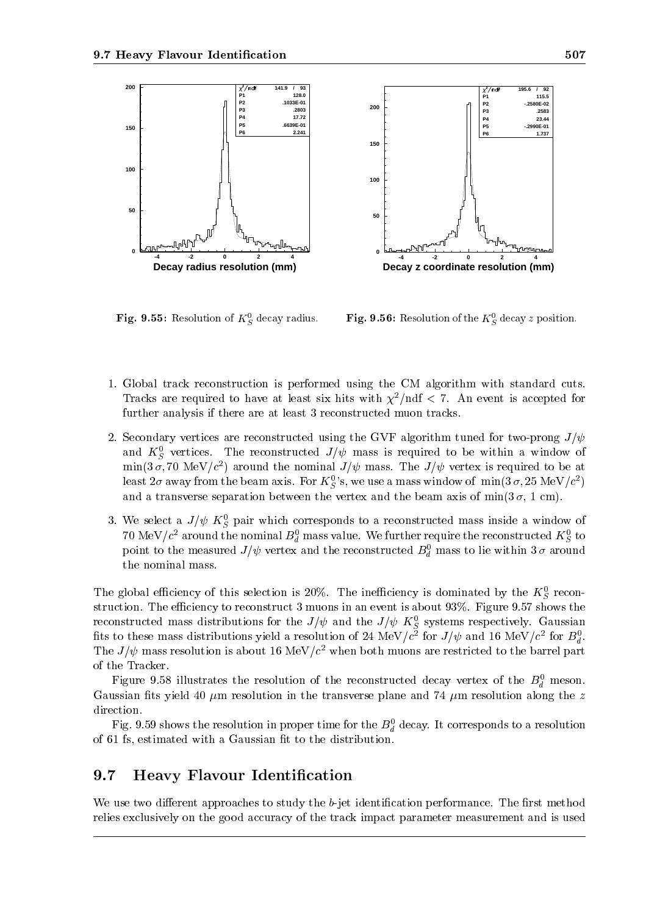Fig. 9.55: Resolution of $K_S^0$ decay radius.

Fig. 9.56: Resolution of the $K_S^0$ decay $z$ position.

1. Global track reconstruction is performed using the CM algorithm with standard cuts. Tracks are required to have at least six hits with $\chi^2/\text{ndf} < 7$. An event is accepted for further analysis if there are at least 3 reconstructed muon tracks.

2. Secondary vertices are reconstructed using the GVF algorithm tuned for two-prong $J/\psi$ and $K_S^0$ vertices. The reconstructed $J/\psi$ mass is required to be within a window of $\min(3\,\sigma, 70\ \text{MeV}/c^2)$ around the nominal $J/\psi$ mass. The $J/\psi$ vertex is required to be at least $2\sigma$ away from the beam axis. For $K_S^0$'s, we use a mass window of $\min(3\,\sigma, 25\ \text{MeV}/c^2)$ and a transverse separation between the vertex and the beam axis of $\min(3\,\sigma,\ 1\ \text{cm})$.

3. We select a $J/\psi\ K_S^0$ pair which corresponds to a reconstructed mass inside a window of $70\ \text{MeV}/c^2$ around the nominal $B_d^0$ mass value. We further require the reconstructed $K_S^0$ to point to the measured $J/\psi$ vertex and the reconstructed $B_d^0$ mass to lie within $3\,\sigma$ around the nominal mass.

The global efficiency of this selection is 20%. The inefficiency is dominated by the $K_S^0$ reconstruction. The efficiency to reconstruct 3 muons in an event is about 93%. Figure 9.57 shows the reconstructed mass distributions for the $J/\psi$ and the $J/\psi\ K_S^0$ systems respectively. Gaussian fits to these mass distributions yield a resolution of 24 MeV/$c^2$ for $J/\psi$ and 16 MeV/$c^2$ for $B_d^0$. The $J/\psi$ mass resolution is about 16 MeV/$c^2$ when both muons are restricted to the barrel part of the Tracker.

Figure 9.58 illustrates the resolution of the reconstructed decay vertex of the $B_d^0$ meson. Gaussian fits yield 40 $\mu$m resolution in the transverse plane and 74 $\mu$m resolution along the $z$ direction.

Fig. 9.59 shows the resolution in proper time for the $B_d^0$ decay. It corresponds to a resolution of 61 fs, estimated with a Gaussian fit to the distribution.

## 9.7 Heavy Flavour Identification

We use two different approaches to study the $b$-jet identification performance. The first method relies exclusively on the good accuracy of the track impact parameter measurement and is used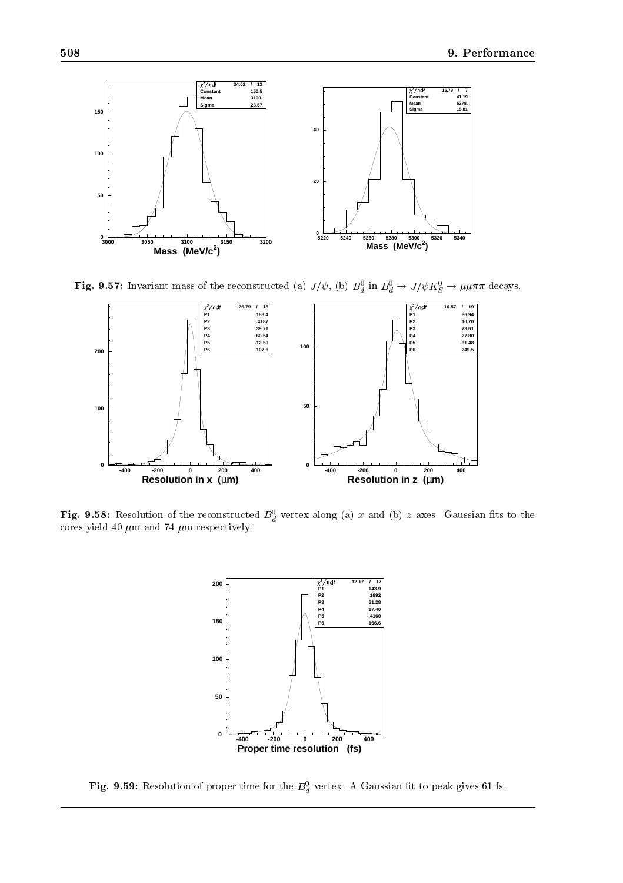**Fig. 9.57:** Invariant mass of the reconstructed (a) $J/\psi$, (b) $B_d^0$ in $B_d^0 \to J/\psi K_S^0 \to \mu\mu\pi\pi$ decays.

**Fig. 9.58:** Resolution of the reconstructed $B_d^0$ vertex along (a) $x$ and (b) $z$ axes. Gaussian fits to the cores yield 40 $\mu$m and 74 $\mu$m respectively.

**Fig. 9.59:** Resolution of proper time for the $B_d^0$ vertex. A Gaussian fit to peak gives 61 fs.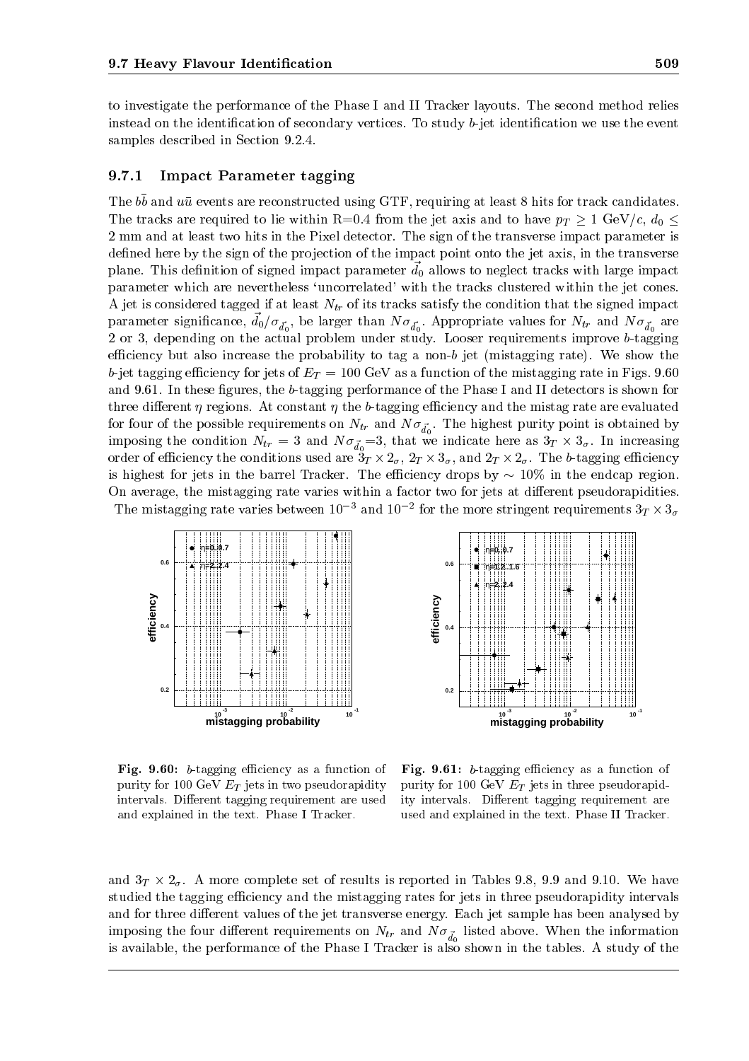to investigate the performance of the Phase I and II Tracker layouts. The second method relies instead on the identification of secondary vertices. To study $b$-jet identification we use the event samples described in Section 9.2.4.

### 9.7.1 Impact Parameter tagging

The $b\bar{b}$ and $u\bar{u}$ events are reconstructed using GTF, requiring at least 8 hits for track candidates. The tracks are required to lie within R=0.4 from the jet axis and to have $p_T \geq 1$ GeV/$c$, $d_0 \leq$ 2 mm and at least two hits in the Pixel detector. The sign of the transverse impact parameter is defined here by the sign of the projection of the impact point onto the jet axis, in the transverse plane. This definition of signed impact parameter $\vec{d_0}$ allows to neglect tracks with large impact parameter which are nevertheless 'uncorrelated' with the tracks clustered within the jet cones. A jet is considered tagged if at least $N_{tr}$ of its tracks satisfy the condition that the signed impact parameter significance, $\vec{d_0}/\sigma_{\vec{d_0}}$, be larger than $N\sigma_{\vec{d_0}}$. Appropriate values for $N_{tr}$ and $N\sigma_{\vec{d_0}}$ are 2 or 3, depending on the actual problem under study. Looser requirements improve $b$-tagging efficiency but also increase the probability to tag a non-$b$ jet (mistagging rate). We show the $b$-jet tagging efficiency for jets of $E_T = 100$ GeV as a function of the mistagging rate in Figs. 9.60 and 9.61. In these figures, the $b$-tagging performance of the Phase I and II detectors is shown for three different $\eta$ regions. At constant $\eta$ the $b$-tagging efficiency and the mistag rate are evaluated for four of the possible requirements on $N_{tr}$ and $N\sigma_{\vec{d_0}}$. The highest purity point is obtained by imposing the condition $N_{tr} = 3$ and $N\sigma_{\vec{d_0}}$=3, that we indicate here as $3_T \times 3_\sigma$. In increasing order of efficiency the conditions used are $3_T \times 2_\sigma$, $2_T \times 3_\sigma$, and $2_T \times 2_\sigma$. The $b$-tagging efficiency is highest for jets in the barrel Tracker. The efficiency drops by $\sim 10\%$ in the endcap region. On average, the mistagging rate varies within a factor two for jets at different pseudorapidities.

The mistagging rate varies between $10^{-3}$ and $10^{-2}$ for the more stringent requirements $3_T \times 3_\sigma$ and $3_T \times 2_\sigma$. A more complete set of results is reported in Tables 9.8, 9.9 and 9.10. We have studied the tagging efficiency and the mistagging rates for jets in three pseudorapidity intervals and for three different values of the jet transverse energy. Each jet sample has been analysed by imposing the four different requirements on $N_{tr}$ and $N\sigma_{\vec{d_0}}$ listed above. When the information is available, the performance of the Phase I Tracker is also shown in the tables. A study of the

**Fig. 9.60:** $b$-tagging efficiency as a function of purity for 100 GeV $E_T$ jets in two pseudorapidity intervals. Different tagging requirement are used and explained in the text. Phase I Tracker.

**Fig. 9.61:** $b$-tagging efficiency as a function of purity for 100 GeV $E_T$ jets in three pseudorapidity intervals. Different tagging requirement are used and explained in the text. Phase II Tracker.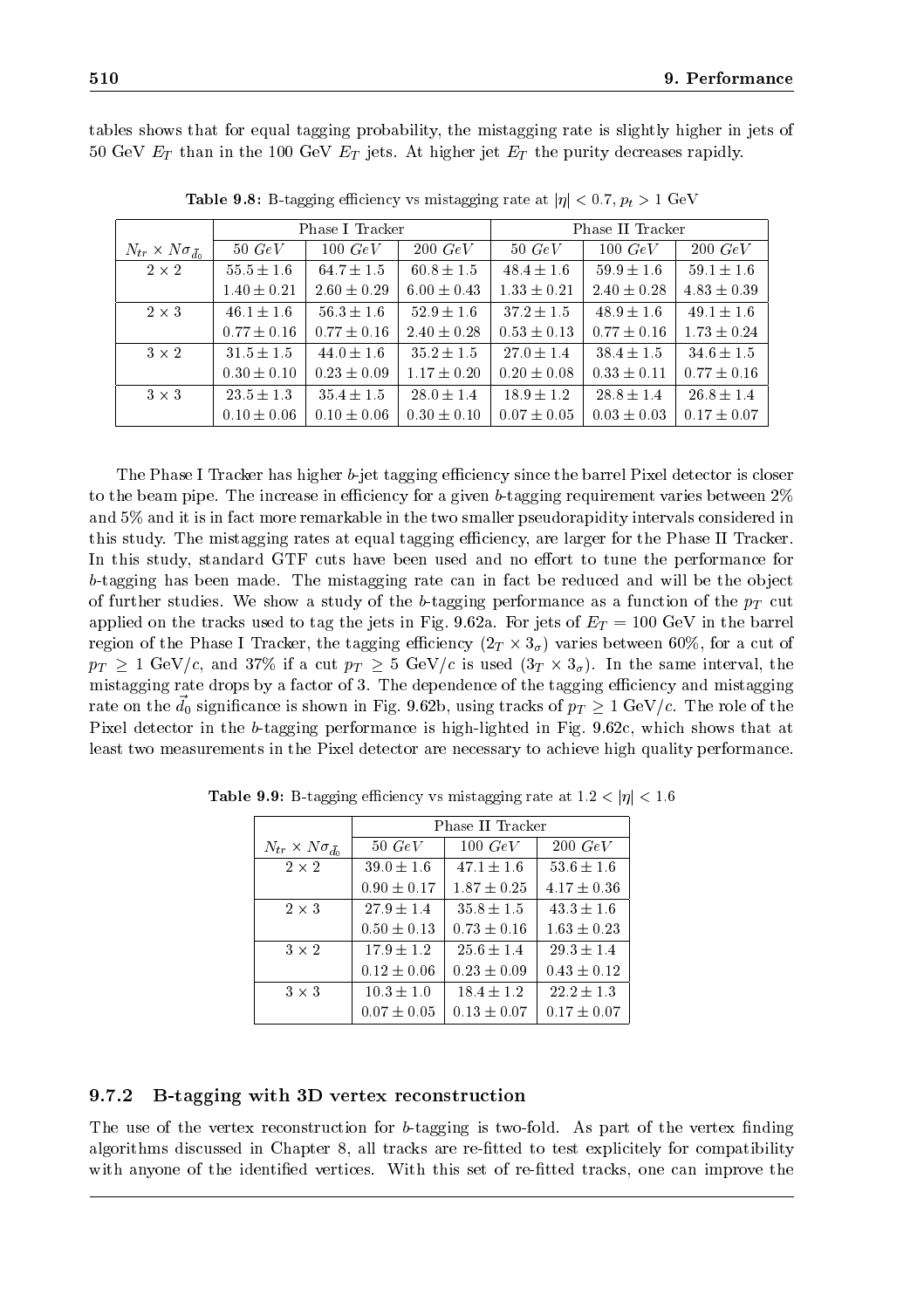tables shows that for equal tagging probability, the mistagging rate is slightly higher in jets of 50 GeV $E_T$ than in the 100 GeV $E_T$ jets. At higher jet $E_T$ the purity decreases rapidly.

**Table 9.8:** B-tagging efficiency vs mistagging rate at $|\eta| < 0.7$, $p_t > 1$ GeV

| | Phase I Tracker | | | Phase II Tracker | | |
|---|---|---|---|---|---|---|
| $N_{tr} \times N\sigma_{\vec{d}_0}$ | 50 $GeV$ | 100 $GeV$ | 200 $GeV$ | 50 $GeV$ | 100 $GeV$ | 200 $GeV$ |
| $2 \times 2$ | $55.5 \pm 1.6$ | $64.7 \pm 1.5$ | $60.8 \pm 1.5$ | $48.4 \pm 1.6$ | $59.9 \pm 1.6$ | $59.1 \pm 1.6$ |
| | $1.40 \pm 0.21$ | $2.60 \pm 0.29$ | $6.00 \pm 0.43$ | $1.33 \pm 0.21$ | $2.40 \pm 0.28$ | $4.83 \pm 0.39$ |
| $2 \times 3$ | $46.1 \pm 1.6$ | $56.3 \pm 1.6$ | $52.9 \pm 1.6$ | $37.2 \pm 1.5$ | $48.9 \pm 1.6$ | $49.1 \pm 1.6$ |
| | $0.77 \pm 0.16$ | $0.77 \pm 0.16$ | $2.40 \pm 0.28$ | $0.53 \pm 0.13$ | $0.77 \pm 0.16$ | $1.73 \pm 0.24$ |
| $3 \times 2$ | $31.5 \pm 1.5$ | $44.0 \pm 1.6$ | $35.2 \pm 1.5$ | $27.0 \pm 1.4$ | $38.4 \pm 1.5$ | $34.6 \pm 1.5$ |
| | $0.30 \pm 0.10$ | $0.23 \pm 0.09$ | $1.17 \pm 0.20$ | $0.20 \pm 0.08$ | $0.33 \pm 0.11$ | $0.77 \pm 0.16$ |
| $3 \times 3$ | $23.5 \pm 1.3$ | $35.4 \pm 1.5$ | $28.0 \pm 1.4$ | $18.9 \pm 1.2$ | $28.8 \pm 1.4$ | $26.8 \pm 1.4$ |
| | $0.10 \pm 0.06$ | $0.10 \pm 0.06$ | $0.30 \pm 0.10$ | $0.07 \pm 0.05$ | $0.03 \pm 0.03$ | $0.17 \pm 0.07$ |

The Phase I Tracker has higher $b$-jet tagging efficiency since the barrel Pixel detector is closer to the beam pipe. The increase in efficiency for a given $b$-tagging requirement varies between 2% and 5% and it is in fact more remarkable in the two smaller pseudorapidity intervals considered in this study. The mistagging rates at equal tagging efficiency, are larger for the Phase II Tracker. In this study, standard GTF cuts have been used and no effort to tune the performance for $b$-tagging has been made. The mistagging rate can in fact be reduced and will be the object of further studies. We show a study of the $b$-tagging performance as a function of the $p_T$ cut applied on the tracks used to tag the jets in Fig. 9.62a. For jets of $E_T = 100$ GeV in the barrel region of the Phase I Tracker, the tagging efficiency ($2_T \times 3_\sigma$) varies between 60%, for a cut of $p_T \geq 1$ GeV/$c$, and 37% if a cut $p_T \geq 5$ GeV/$c$ is used ($3_T \times 3_\sigma$). In the same interval, the mistagging rate drops by a factor of 3. The dependence of the tagging efficiency and mistagging rate on the $\vec{d}_0$ significance is shown in Fig. 9.62b, using tracks of $p_T \geq 1$ GeV/$c$. The role of the Pixel detector in the $b$-tagging performance is high-lighted in Fig. 9.62c, which shows that at least two measurements in the Pixel detector are necessary to achieve high quality performance.

**Table 9.9:** B-tagging efficiency vs mistagging rate at $1.2 < |\eta| < 1.6$

| | Phase II Tracker | | |
|---|---|---|---|
| $N_{tr} \times N\sigma_{\vec{d}_0}$ | 50 $GeV$ | 100 $GeV$ | 200 $GeV$ |
| $2 \times 2$ | $39.0 \pm 1.6$ | $47.1 \pm 1.6$ | $53.6 \pm 1.6$ |
| | $0.90 \pm 0.17$ | $1.87 \pm 0.25$ | $4.17 \pm 0.36$ |
| $2 \times 3$ | $27.9 \pm 1.4$ | $35.8 \pm 1.5$ | $43.3 \pm 1.6$ |
| | $0.50 \pm 0.13$ | $0.73 \pm 0.16$ | $1.63 \pm 0.23$ |
| $3 \times 2$ | $17.9 \pm 1.2$ | $25.6 \pm 1.4$ | $29.3 \pm 1.4$ |
| | $0.12 \pm 0.06$ | $0.23 \pm 0.09$ | $0.43 \pm 0.12$ |
| $3 \times 3$ | $10.3 \pm 1.0$ | $18.4 \pm 1.2$ | $22.2 \pm 1.3$ |
| | $0.07 \pm 0.05$ | $0.13 \pm 0.07$ | $0.17 \pm 0.07$ |

### 9.7.2 B-tagging with 3D vertex reconstruction

The use of the vertex reconstruction for $b$-tagging is two-fold. As part of the vertex finding algorithms discussed in Chapter 8, all tracks are re-fitted to test explicitely for compatibility with anyone of the identified vertices. With this set of re-fitted tracks, one can improve the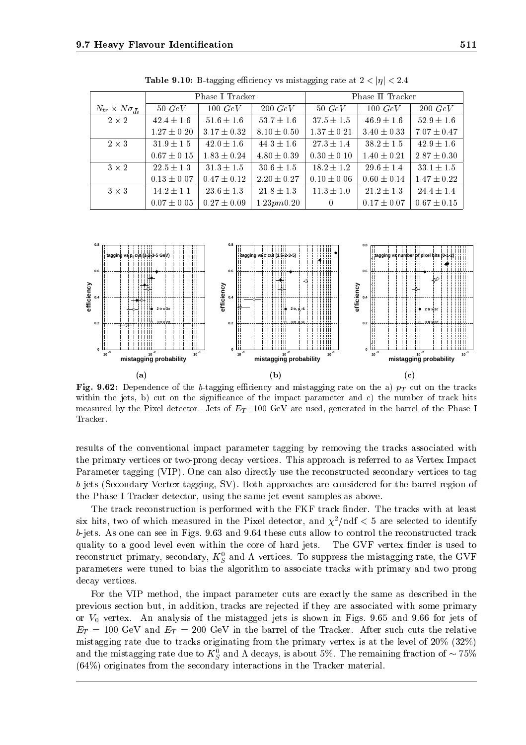**Table 9.10:** B-tagging efficiency vs mistagging rate at $2 < |\eta| < 2.4$

| | Phase I Tracker | | | Phase II Tracker | | |
|---|---|---|---|---|---|---|
| $N_{tr} \times N\sigma_{\tilde{d}_0}$ | $50\ GeV$ | $100\ GeV$ | $200\ GeV$ | $50\ GeV$ | $100\ GeV$ | $200\ GeV$ |
| $2 \times 2$ | $42.4 \pm 1.6$ | $51.6 \pm 1.6$ | $53.7 \pm 1.6$ | $37.5 \pm 1.5$ | $46.9 \pm 1.6$ | $52.9 \pm 1.6$ |
| | $1.27 \pm 0.20$ | $3.17 \pm 0.32$ | $8.10 \pm 0.50$ | $1.37 \pm 0.21$ | $3.40 \pm 0.33$ | $7.07 \pm 0.47$ |
| $2 \times 3$ | $31.9 \pm 1.5$ | $42.0 \pm 1.6$ | $44.3 \pm 1.6$ | $27.3 \pm 1.4$ | $38.2 \pm 1.5$ | $42.9 \pm 1.6$ |
| | $0.67 \pm 0.15$ | $1.83 \pm 0.24$ | $4.80 \pm 0.39$ | $0.30 \pm 0.10$ | $1.40 \pm 0.21$ | $2.87 \pm 0.30$ |
| $3 \times 2$ | $22.5 \pm 1.3$ | $31.3 \pm 1.5$ | $30.6 \pm 1.5$ | $18.2 \pm 1.2$ | $29.6 \pm 1.4$ | $33.1 \pm 1.5$ |
| | $0.13 \pm 0.07$ | $0.47 \pm 0.12$ | $2.20 \pm 0.27$ | $0.10 \pm 0.06$ | $0.60 \pm 0.14$ | $1.47 \pm 0.22$ |
| $3 \times 3$ | $14.2 \pm 1.1$ | $23.6 \pm 1.3$ | $21.8 \pm 1.3$ | $11.3 \pm 1.0$ | $21.2 \pm 1.3$ | $24.4 \pm 1.4$ |
| | $0.07 \pm 0.05$ | $0.27 \pm 0.09$ | $1.23pm0.20$ | $0$ | $0.17 \pm 0.07$ | $0.67 \pm 0.15$ |

**Fig. 9.62:** Dependence of the $b$-tagging efficiency and mistagging rate on the a) $p_T$ cut on the tracks within the jets, b) cut on the significance of the impact parameter and c) the number of track hits measured by the Pixel detector. Jets of $E_T$=100 GeV are used, generated in the barrel of the Phase I Tracker.

results of the conventional impact parameter tagging by removing the tracks associated with the primary vertices or two-prong decay vertices. This approach is referred to as Vertex Impact Parameter tagging (VIP). One can also directly use the reconstructed secondary vertices to tag $b$-jets (Secondary Vertex tagging, SV). Both approaches are considered for the barrel region of the Phase I Tracker detector, using the same jet event samples as above.

The track reconstruction is performed with the FKF track finder. The tracks with at least six hits, two of which measured in the Pixel detector, and $\chi^2/\text{ndf} < 5$ are selected to identify $b$-jets. As one can see in Figs. 9.63 and 9.64 these cuts allow to control the reconstructed track quality to a good level even within the core of hard jets. The GVF vertex finder is used to reconstruct primary, secondary, $K_S^0$ and $\Lambda$ vertices. To suppress the mistagging rate, the GVF parameters were tuned to bias the algorithm to associate tracks with primary and two prong decay vertices.

For the VIP method, the impact parameter cuts are exactly the same as described in the previous section but, in addition, tracks are rejected if they are associated with some primary or $V_0$ vertex. An analysis of the mistagged jets is shown in Figs. 9.65 and 9.66 for jets of $E_T = 100$ GeV and $E_T = 200$ GeV in the barrel of the Tracker. After such cuts the relative mistagging rate due to tracks originating from the primary vertex is at the level of 20% (32%) and the mistagging rate due to $K_S^0$ and $\Lambda$ decays, is about 5%. The remaining fraction of $\sim 75\%$ (64%) originates from the secondary interactions in the Tracker material.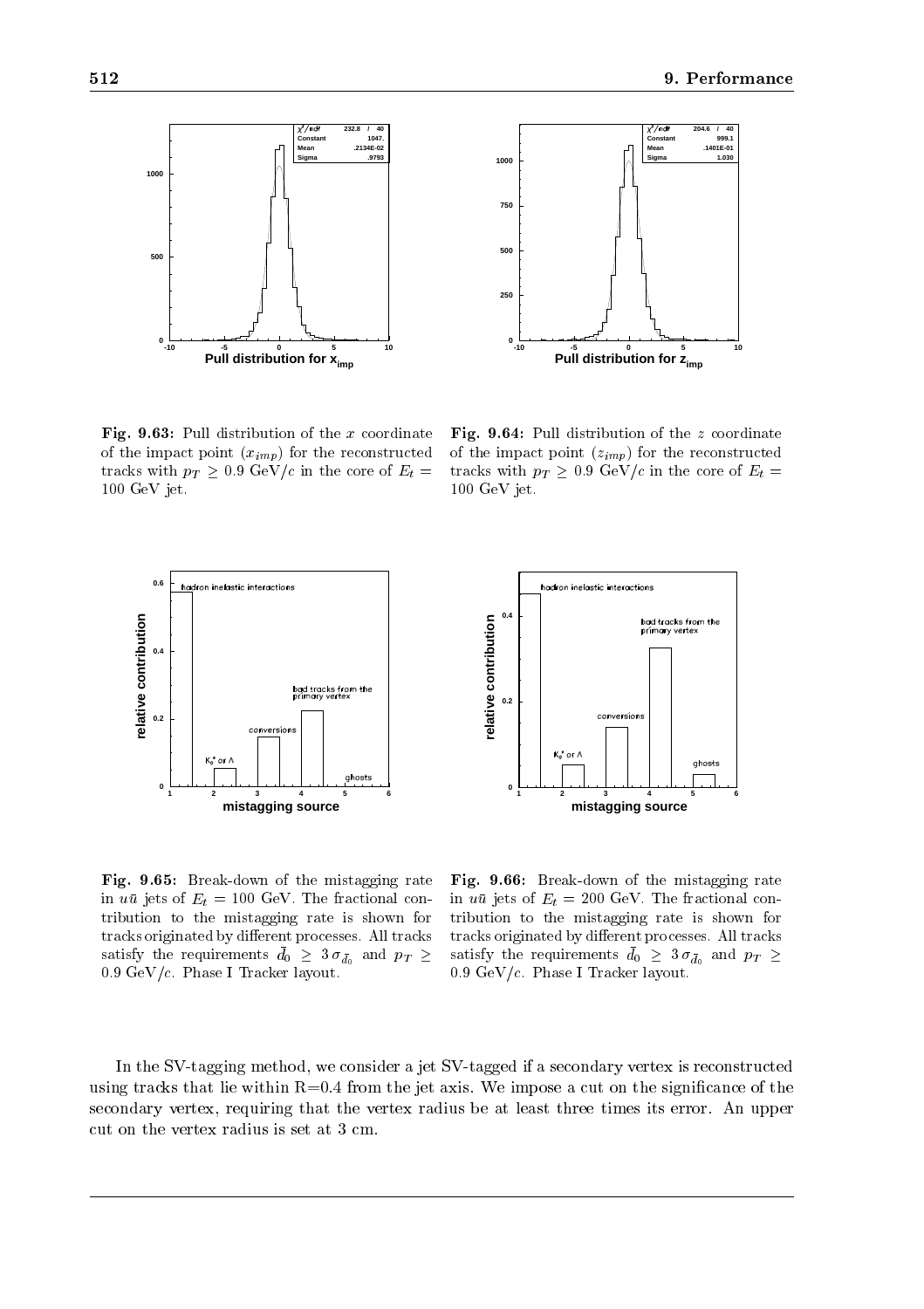**Fig. 9.63:** Pull distribution of the $x$ coordinate of the impact point ($x_{imp}$) for the reconstructed tracks with $p_T \geq 0.9$ GeV/$c$ in the core of $E_t$ = 100 GeV jet.

**Fig. 9.64:** Pull distribution of the $z$ coordinate of the impact point ($z_{imp}$) for the reconstructed tracks with $p_T \geq 0.9$ GeV/$c$ in the core of $E_t$ = 100 GeV jet.

**Fig. 9.65:** Break-down of the mistagging rate in $u\bar{u}$ jets of $E_t$ = 100 GeV. The fractional contribution to the mistagging rate is shown for tracks originated by different processes. All tracks satisfy the requirements $\bar{d}_0 \geq 3\,\sigma_{\bar{d}_0}$ and $p_T \geq 0.9$ GeV/$c$. Phase I Tracker layout.

**Fig. 9.66:** Break-down of the mistagging rate in $u\bar{u}$ jets of $E_t$ = 200 GeV. The fractional contribution to the mistagging rate is shown for tracks originated by different processes. All tracks satisfy the requirements $\bar{d}_0 \geq 3\,\sigma_{\bar{d}_0}$ and $p_T \geq 0.9$ GeV/$c$. Phase I Tracker layout.

In the SV-tagging method, we consider a jet SV-tagged if a secondary vertex is reconstructed using tracks that lie within R=0.4 from the jet axis. We impose a cut on the significance of the secondary vertex, requiring that the vertex radius be at least three times its error. An upper cut on the vertex radius is set at 3 cm.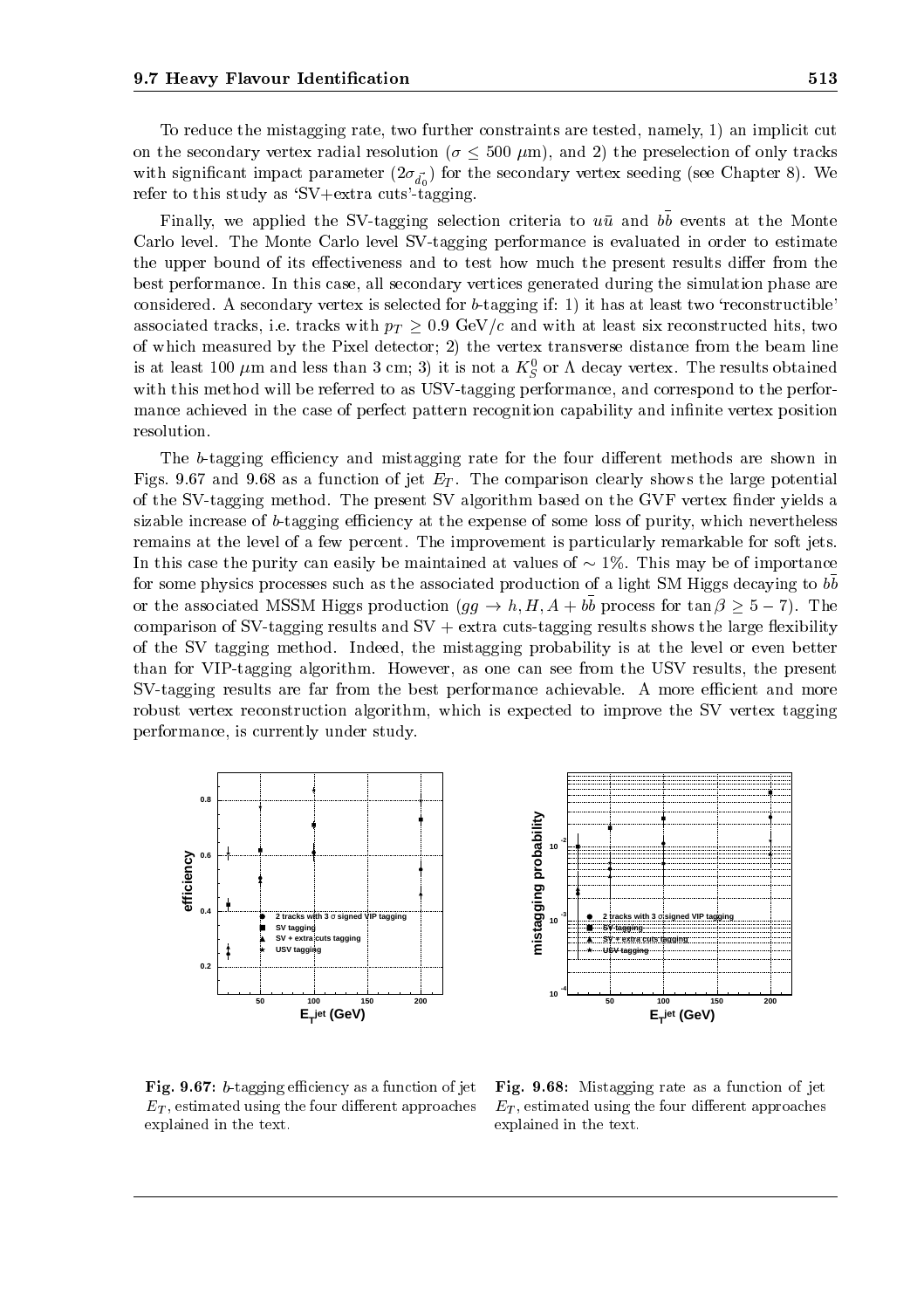To reduce the mistagging rate, two further constraints are tested, namely, 1) an implicit cut on the secondary vertex radial resolution ($\sigma \leq 500\ \mu$m), and 2) the preselection of only tracks with significant impact parameter ($2\sigma_{\vec{d}_0}$) for the secondary vertex seeding (see Chapter 8). We refer to this study as 'SV+extra cuts'-tagging.

Finally, we applied the SV-tagging selection criteria to $u\bar{u}$ and $b\bar{b}$ events at the Monte Carlo level. The Monte Carlo level SV-tagging performance is evaluated in order to estimate the upper bound of its effectiveness and to test how much the present results differ from the best performance. In this case, all secondary vertices generated during the simulation phase are considered. A secondary vertex is selected for $b$-tagging if: 1) it has at least two 'reconstructible' associated tracks, i.e. tracks with $p_T \geq 0.9$ GeV/$c$ and with at least six reconstructed hits, two of which measured by the Pixel detector; 2) the vertex transverse distance from the beam line is at least 100 $\mu$m and less than 3 cm; 3) it is not a $K_S^0$ or $\Lambda$ decay vertex. The results obtained with this method will be referred to as USV-tagging performance, and correspond to the performance achieved in the case of perfect pattern recognition capability and infinite vertex position resolution.

The $b$-tagging efficiency and mistagging rate for the four different methods are shown in Figs. 9.67 and 9.68 as a function of jet $E_T$. The comparison clearly shows the large potential of the SV-tagging method. The present SV algorithm based on the GVF vertex finder yields a sizable increase of $b$-tagging efficiency at the expense of some loss of purity, which nevertheless remains at the level of a few percent. The improvement is particularly remarkable for soft jets. In this case the purity can easily be maintained at values of $\sim 1\%$. This may be of importance for some physics processes such as the associated production of a light SM Higgs decaying to $b\bar{b}$ or the associated MSSM Higgs production ($gg \to h, H, A + b\bar{b}$ process for $\tan\beta \geq 5 - 7$). The comparison of SV-tagging results and SV + extra cuts-tagging results shows the large flexibility of the SV tagging method. Indeed, the mistagging probability is at the level or even better than for VIP-tagging algorithm. However, as one can see from the USV results, the present SV-tagging results are far from the best performance achievable. A more efficient and more robust vertex reconstruction algorithm, which is expected to improve the SV vertex tagging performance, is currently under study.

**Fig. 9.67:** $b$-tagging efficiency as a function of jet $E_T$, estimated using the four different approaches explained in the text.

**Fig. 9.68:** Mistagging rate as a function of jet $E_T$, estimated using the four different approaches explained in the text.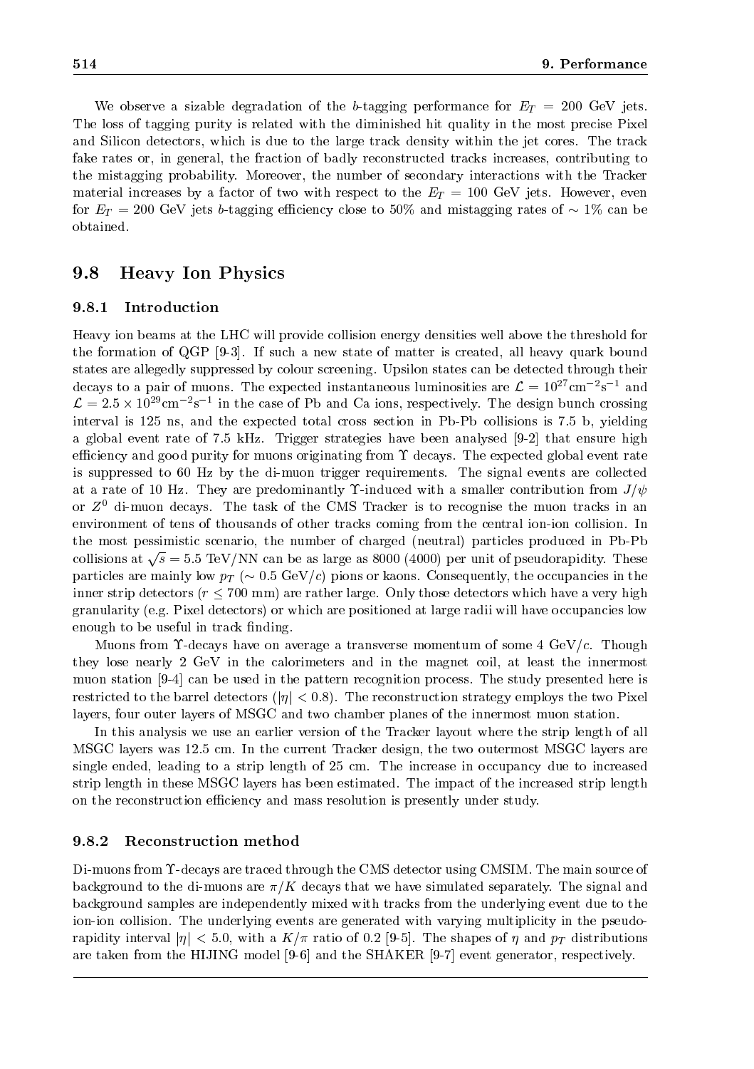We observe a sizable degradation of the $b$-tagging performance for $E_T = 200$ GeV jets. The loss of tagging purity is related with the diminished hit quality in the most precise Pixel and Silicon detectors, which is due to the large track density within the jet cores. The track fake rates or, in general, the fraction of badly reconstructed tracks increases, contributing to the mistagging probability. Moreover, the number of secondary interactions with the Tracker material increases by a factor of two with respect to the $E_T = 100$ GeV jets. However, even for $E_T = 200$ GeV jets $b$-tagging efficiency close to 50% and mistagging rates of $\sim 1\%$ can be obtained.

## 9.8 Heavy Ion Physics

### 9.8.1 Introduction

Heavy ion beams at the LHC will provide collision energy densities well above the threshold for the formation of QGP [9-3]. If such a new state of matter is created, all heavy quark bound states are allegedly suppressed by colour screening. Upsilon states can be detected through their decays to a pair of muons. The expected instantaneous luminosities are $\mathcal{L} = 10^{27}\text{cm}^{-2}\text{s}^{-1}$ and $\mathcal{L} = 2.5 \times 10^{29}\text{cm}^{-2}\text{s}^{-1}$ in the case of Pb and Ca ions, respectively. The design bunch crossing interval is 125 ns, and the expected total cross section in Pb-Pb collisions is 7.5 b, yielding a global event rate of 7.5 kHz. Trigger strategies have been analysed [9-2] that ensure high efficiency and good purity for muons originating from $\Upsilon$ decays. The expected global event rate is suppressed to 60 Hz by the di-muon trigger requirements. The signal events are collected at a rate of 10 Hz. They are predominantly $\Upsilon$-induced with a smaller contribution from $J/\psi$ or $Z^0$ di-muon decays. The task of the CMS Tracker is to recognise the muon tracks in an environment of tens of thousands of other tracks coming from the central ion-ion collision. In the most pessimistic scenario, the number of charged (neutral) particles produced in Pb-Pb collisions at $\sqrt{s} = 5.5$ TeV/NN can be as large as 8000 (4000) per unit of pseudorapidity. These particles are mainly low $p_T$ ($\sim 0.5$ GeV/$c$) pions or kaons. Consequently, the occupancies in the inner strip detectors ($r \leq 700$ mm) are rather large. Only those detectors which have a very high granularity (e.g. Pixel detectors) or which are positioned at large radii will have occupancies low enough to be useful in track finding.

Muons from $\Upsilon$-decays have on average a transverse momentum of some 4 GeV/$c$. Though they lose nearly 2 GeV in the calorimeters and in the magnet coil, at least the innermost muon station [9-4] can be used in the pattern recognition process. The study presented here is restricted to the barrel detectors ($|\eta| < 0.8$). The reconstruction strategy employs the two Pixel layers, four outer layers of MSGC and two chamber planes of the innermost muon station.

In this analysis we use an earlier version of the Tracker layout where the strip length of all MSGC layers was 12.5 cm. In the current Tracker design, the two outermost MSGC layers are single ended, leading to a strip length of 25 cm. The increase in occupancy due to increased strip length in these MSGC layers has been estimated. The impact of the increased strip length on the reconstruction efficiency and mass resolution is presently under study.

### 9.8.2 Reconstruction method

Di-muons from $\Upsilon$-decays are traced through the CMS detector using CMSIM. The main source of background to the di-muons are $\pi/K$ decays that we have simulated separately. The signal and background samples are independently mixed with tracks from the underlying event due to the ion-ion collision. The underlying events are generated with varying multiplicity in the pseudo-rapidity interval $|\eta| < 5.0$, with a $K/\pi$ ratio of 0.2 [9-5]. The shapes of $\eta$ and $p_T$ distributions are taken from the HIJING model [9-6] and the SHAKER [9-7] event generator, respectively.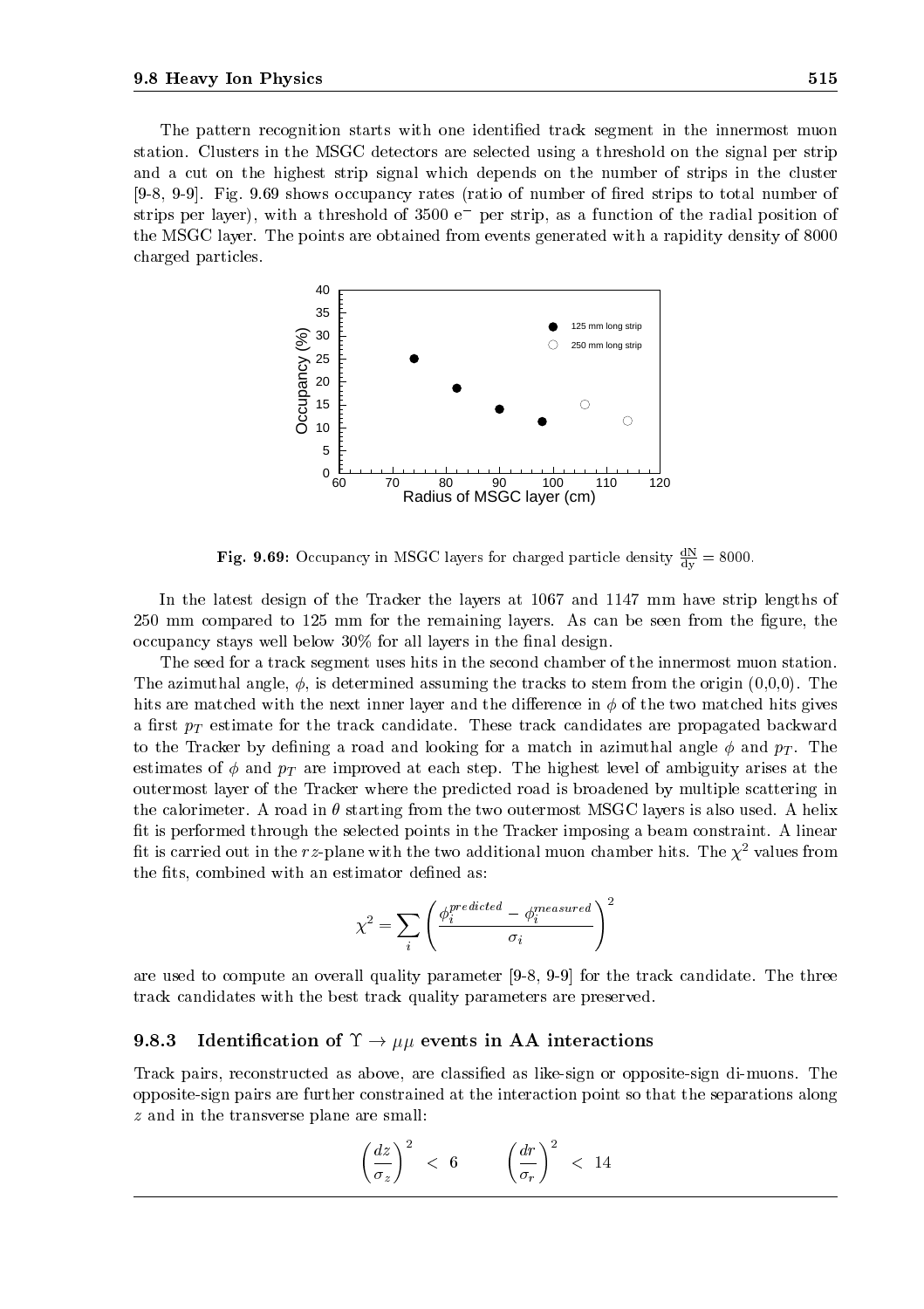The pattern recognition starts with one identified track segment in the innermost muon station. Clusters in the MSGC detectors are selected using a threshold on the signal per strip and a cut on the highest strip signal which depends on the number of strips in the cluster [9-8, 9-9]. Fig. 9.69 shows occupancy rates (ratio of number of fired strips to total number of strips per layer), with a threshold of 3500 $e^-$ per strip, as a function of the radial position of the MSGC layer. The points are obtained from events generated with a rapidity density of 8000 charged particles.

**Fig. 9.69:** Occupancy in MSGC layers for charged particle density $\frac{\mathrm{dN}}{\mathrm{dy}} = 8000$.

In the latest design of the Tracker the layers at 1067 and 1147 mm have strip lengths of 250 mm compared to 125 mm for the remaining layers. As can be seen from the figure, the occupancy stays well below 30% for all layers in the final design.

The seed for a track segment uses hits in the second chamber of the innermost muon station. The azimuthal angle, $\phi$, is determined assuming the tracks to stem from the origin (0,0,0). The hits are matched with the next inner layer and the difference in $\phi$ of the two matched hits gives a first $p_T$ estimate for the track candidate. These track candidates are propagated backward to the Tracker by defining a road and looking for a match in azimuthal angle $\phi$ and $p_T$. The estimates of $\phi$ and $p_T$ are improved at each step. The highest level of ambiguity arises at the outermost layer of the Tracker where the predicted road is broadened by multiple scattering in the calorimeter. A road in $\theta$ starting from the two outermost MSGC layers is also used. A helix fit is performed through the selected points in the Tracker imposing a beam constraint. A linear fit is carried out in the $rz$-plane with the two additional muon chamber hits. The $\chi^2$ values from the fits, combined with an estimator defined as:

$$\chi^2 = \sum_i \left( \frac{\phi_i^{predicted} - \phi_i^{measured}}{\sigma_i} \right)^2$$

are used to compute an overall quality parameter [9-8, 9-9] for the track candidate. The three track candidates with the best track quality parameters are preserved.

### 9.8.3 Identification of $\Upsilon \rightarrow \mu\mu$ events in AA interactions

Track pairs, reconstructed as above, are classified as like-sign or opposite-sign di-muons. The opposite-sign pairs are further constrained at the interaction point so that the separations along $z$ and in the transverse plane are small:

$$\left(\frac{dz}{\sigma_z}\right)^2 < 6 \qquad \left(\frac{dr}{\sigma_r}\right)^2 < 14$$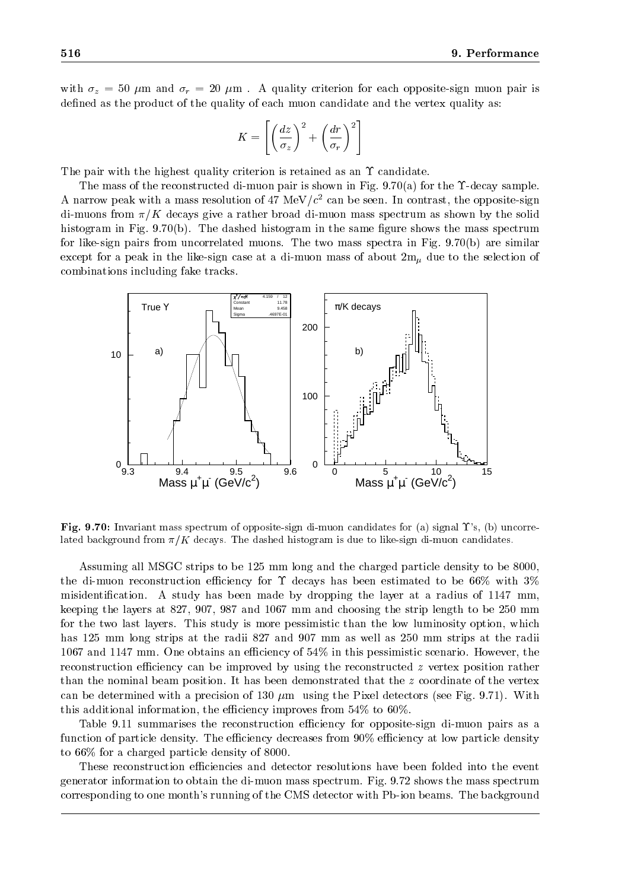with $\sigma_z = 50\ \mu$m and $\sigma_r = 20\ \mu$m . A quality criterion for each opposite-sign muon pair is defined as the product of the quality of each muon candidate and the vertex quality as:

$$K = \left[ \left( \frac{dz}{\sigma_z} \right)^2 + \left( \frac{dr}{\sigma_r} \right)^2 \right]$$

The pair with the highest quality criterion is retained as an $\Upsilon$ candidate.

The mass of the reconstructed di-muon pair is shown in Fig. 9.70(a) for the $\Upsilon$-decay sample. A narrow peak with a mass resolution of 47 MeV/$c^2$ can be seen. In contrast, the opposite-sign di-muons from $\pi/K$ decays give a rather broad di-muon mass spectrum as shown by the solid histogram in Fig. 9.70(b). The dashed histogram in the same figure shows the mass spectrum for like-sign pairs from uncorrelated muons. The two mass spectra in Fig. 9.70(b) are similar except for a peak in the like-sign case at a di-muon mass of about $2m_\mu$ due to the selection of combinations including fake tracks.

**Fig. 9.70:** Invariant mass spectrum of opposite-sign di-muon candidates for (a) signal $\Upsilon$'s, (b) uncorrelated background from $\pi/K$ decays. The dashed histogram is due to like-sign di-muon candidates.

Assuming all MSGC strips to be 125 mm long and the charged particle density to be 8000, the di-muon reconstruction efficiency for $\Upsilon$ decays has been estimated to be 66% with 3% misidentification. A study has been made by dropping the layer at a radius of 1147 mm, keeping the layers at 827, 907, 987 and 1067 mm and choosing the strip length to be 250 mm for the two last layers. This study is more pessimistic than the low luminosity option, which has 125 mm long strips at the radii 827 and 907 mm as well as 250 mm strips at the radii 1067 and 1147 mm. One obtains an efficiency of 54% in this pessimistic scenario. However, the reconstruction efficiency can be improved by using the reconstructed $z$ vertex position rather than the nominal beam position. It has been demonstrated that the $z$ coordinate of the vertex can be determined with a precision of 130 $\mu$m using the Pixel detectors (see Fig. 9.71). With this additional information, the efficiency improves from 54% to 60%.

Table 9.11 summarises the reconstruction efficiency for opposite-sign di-muon pairs as a function of particle density. The efficiency decreases from 90% efficiency at low particle density to 66% for a charged particle density of 8000.

These reconstruction efficiencies and detector resolutions have been folded into the event generator information to obtain the di-muon mass spectrum. Fig. 9.72 shows the mass spectrum corresponding to one month's running of the CMS detector with Pb-ion beams. The background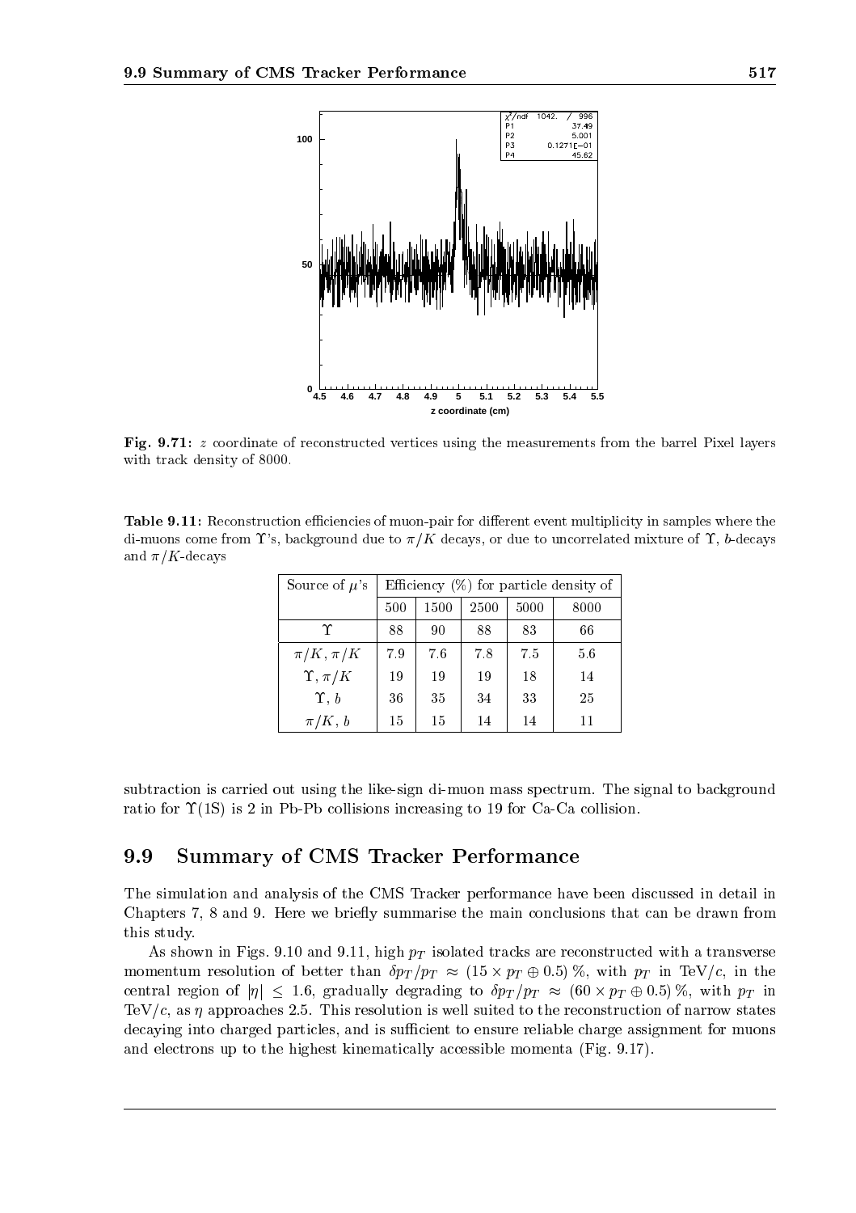**Fig. 9.71:** $z$ coordinate of reconstructed vertices using the measurements from the barrel Pixel layers with track density of 8000.

**Table 9.11:** Reconstruction efficiencies of muon-pair for different event multiplicity in samples where the di-muons come from $\Upsilon$'s, background due to $\pi/K$ decays, or due to uncorrelated mixture of $\Upsilon$, $b$-decays and $\pi/K$-decays

| Source of $\mu$'s | Efficiency (%) for particle density of | | | | |
|---|---|---|---|---|---|
| | 500 | 1500 | 2500 | 5000 | 8000 |
| $\Upsilon$ | 88 | 90 | 88 | 83 | 66 |
| $\pi/K, \pi/K$ | 7.9 | 7.6 | 7.8 | 7.5 | 5.6 |
| $\Upsilon, \pi/K$ | 19 | 19 | 19 | 18 | 14 |
| $\Upsilon, b$ | 36 | 35 | 34 | 33 | 25 |
| $\pi/K, b$ | 15 | 15 | 14 | 14 | 11 |

subtraction is carried out using the like-sign di-muon mass spectrum. The signal to background ratio for $\Upsilon$(1S) is 2 in Pb-Pb collisions increasing to 19 for Ca-Ca collision.

## 9.9 Summary of CMS Tracker Performance

The simulation and analysis of the CMS Tracker performance have been discussed in detail in Chapters 7, 8 and 9. Here we briefly summarise the main conclusions that can be drawn from this study.

As shown in Figs. 9.10 and 9.11, high $p_T$ isolated tracks are reconstructed with a transverse momentum resolution of better than $\delta p_T/p_T \approx (15 \times p_T \oplus 0.5)\,\%$, with $p_T$ in TeV/$c$, in the central region of $|\eta| \leq 1.6$, gradually degrading to $\delta p_T/p_T \approx (60 \times p_T \oplus 0.5)\,\%$, with $p_T$ in TeV/$c$, as $\eta$ approaches 2.5. This resolution is well suited to the reconstruction of narrow states decaying into charged particles, and is sufficient to ensure reliable charge assignment for muons and electrons up to the highest kinematically accessible momenta (Fig. 9.17).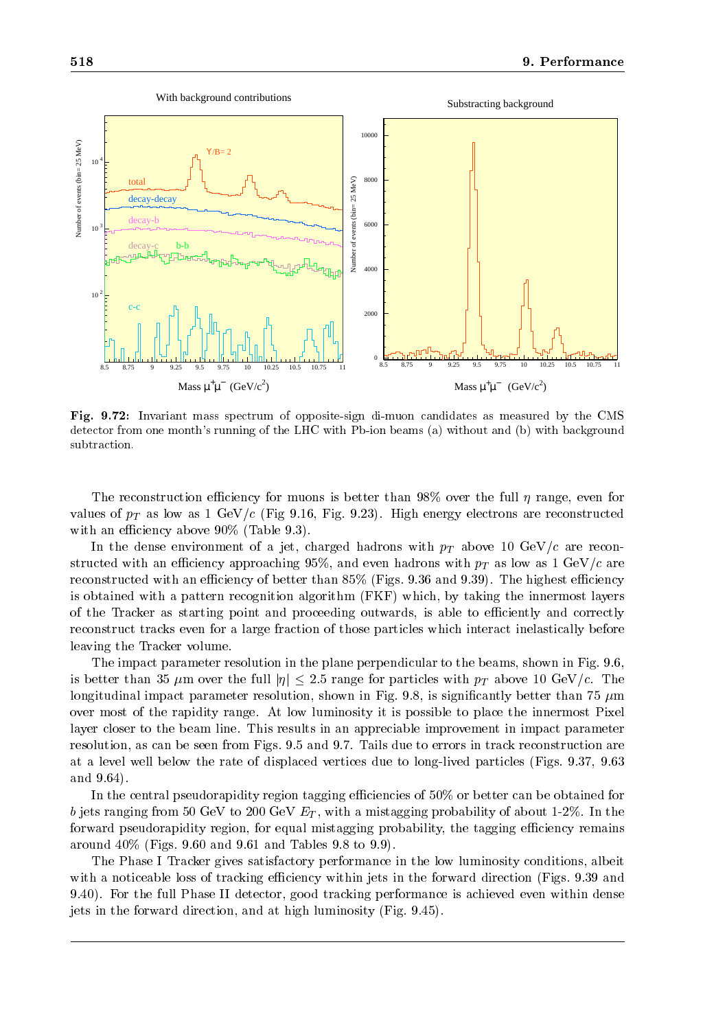With background contributions

Y/B= 2

total

decay-decay

decay-b

decay-c b-b

c-c

Number of events (bin= 25 MeV)

Mass $\mu^+\mu^-$ (GeV/c$^2$)

Substracting background

Number of events (bin= 25 MeV)

Mass $\mu^+\mu^-$ (GeV/c$^2$)

**Fig. 9.72:** Invariant mass spectrum of opposite-sign di-muon candidates as measured by the CMS detector from one month's running of the LHC with Pb-ion beams (a) without and (b) with background subtraction.

The reconstruction efficiency for muons is better than 98% over the full $\eta$ range, even for values of $p_T$ as low as 1 GeV/$c$ (Fig 9.16, Fig. 9.23). High energy electrons are reconstructed with an efficiency above 90% (Table 9.3).

In the dense environment of a jet, charged hadrons with $p_T$ above 10 GeV/$c$ are reconstructed with an efficiency approaching 95%, and even hadrons with $p_T$ as low as 1 GeV/$c$ are reconstructed with an efficiency of better than 85% (Figs. 9.36 and 9.39). The highest efficiency is obtained with a pattern recognition algorithm (FKF) which, by taking the innermost layers of the Tracker as starting point and proceeding outwards, is able to efficiently and correctly reconstruct tracks even for a large fraction of those particles which interact inelastically before leaving the Tracker volume.

The impact parameter resolution in the plane perpendicular to the beams, shown in Fig. 9.6, is better than 35 $\mu$m over the full $|\eta| \leq 2.5$ range for particles with $p_T$ above 10 GeV/$c$. The longitudinal impact parameter resolution, shown in Fig. 9.8, is significantly better than 75 $\mu$m over most of the rapidity range. At low luminosity it is possible to place the innermost Pixel layer closer to the beam line. This results in an appreciable improvement in impact parameter resolution, as can be seen from Figs. 9.5 and 9.7. Tails due to errors in track reconstruction are at a level well below the rate of displaced vertices due to long-lived particles (Figs. 9.37, 9.63 and 9.64).

In the central pseudorapidity region tagging efficiencies of 50% or better can be obtained for $b$ jets ranging from 50 GeV to 200 GeV $E_T$, with a mistagging probability of about 1-2%. In the forward pseudorapidity region, for equal mistagging probability, the tagging efficiency remains around 40% (Figs. 9.60 and 9.61 and Tables 9.8 to 9.9).

The Phase I Tracker gives satisfactory performance in the low luminosity conditions, albeit with a noticeable loss of tracking efficiency within jets in the forward direction (Figs. 9.39 and 9.40). For the full Phase II detector, good tracking performance is achieved even within dense jets in the forward direction, and at high luminosity (Fig. 9.45).